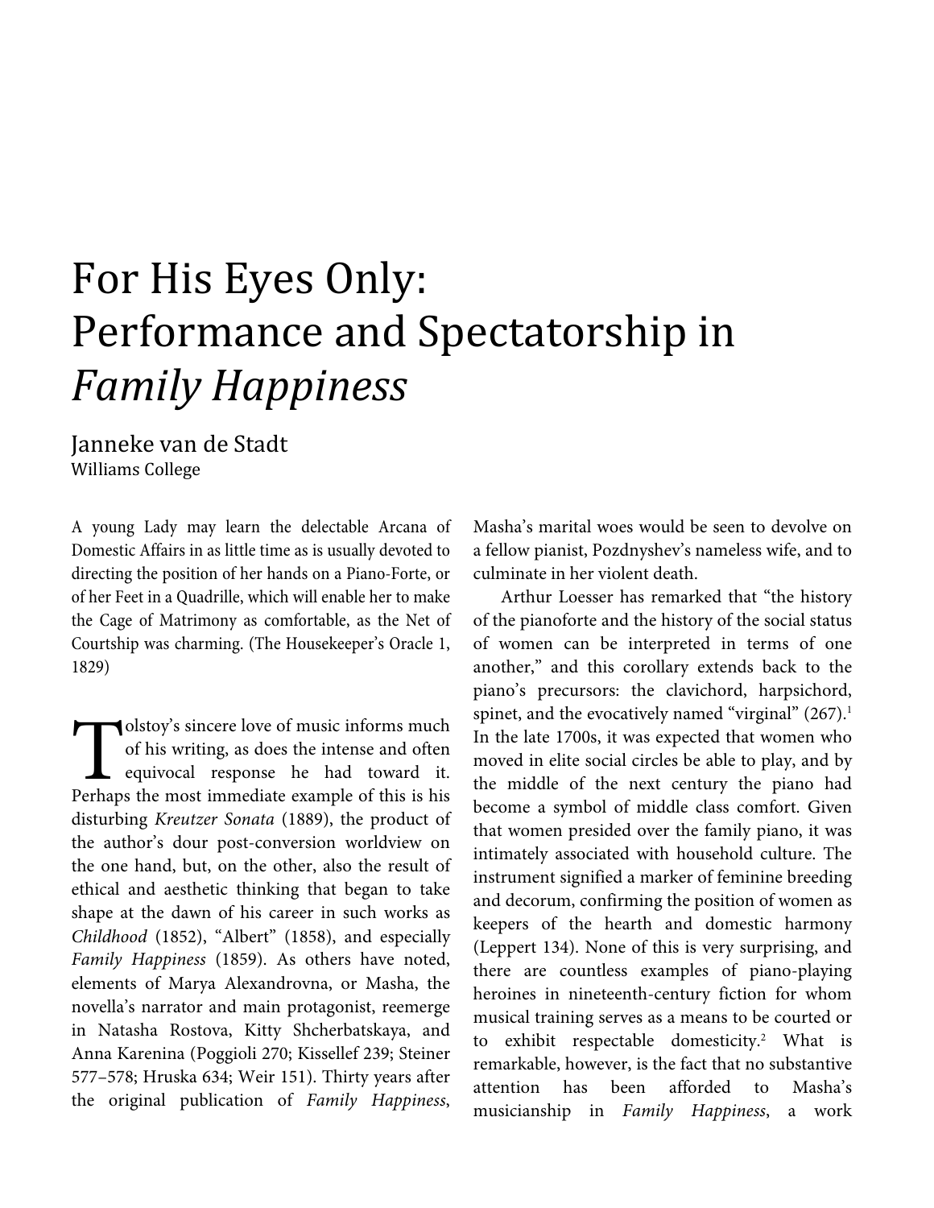# For His Eyes Only: Performance and Spectatorship in *Family Happiness*

Janneke van de Stadt
Williams College

A young Lady may learn the delectable Arcana of Domestic Affairs in as little time as is usually devoted to directing the position of her hands on a Piano-Forte, or of her Feet in a Quadrille, which will enable her to make the Cage of Matrimony as comfortable, as the Net of Courtship was charming. (The Housekeeper's Oracle 1, 1829)

Tolstoy's sincere love of music informs much of his writing, as does the intense and often equivocal response he had toward it. Perhaps the most immediate example of this is his disturbing *Kreutzer Sonata* (1889), the product of the author's dour post-conversion worldview on the one hand, but, on the other, also the result of ethical and aesthetic thinking that began to take shape at the dawn of his career in such works as *Childhood* (1852), "Albert" (1858), and especially *Family Happiness* (1859). As others have noted, elements of Marya Alexandrovna, or Masha, the novella's narrator and main protagonist, reemerge in Natasha Rostova, Kitty Shcherbatskaya, and Anna Karenina (Poggioli 270; Kissellef 239; Steiner 577–578; Hruska 634; Weir 151). Thirty years after the original publication of *Family Happiness*, Masha's marital woes would be seen to devolve on a fellow pianist, Pozdnyshev's nameless wife, and to culminate in her violent death.

Arthur Loesser has remarked that "the history of the pianoforte and the history of the social status of women can be interpreted in terms of one another," and this corollary extends back to the piano's precursors: the clavichord, harpsichord, spinet, and the evocatively named "virginal" (267).[1] In the late 1700s, it was expected that women who moved in elite social circles be able to play, and by the middle of the next century the piano had become a symbol of middle class comfort. Given that women presided over the family piano, it was intimately associated with household culture. The instrument signified a marker of feminine breeding and decorum, confirming the position of women as keepers of the hearth and domestic harmony (Leppert 134). None of this is very surprising, and there are countless examples of piano-playing heroines in nineteenth-century fiction for whom musical training serves as a means to be courted or to exhibit respectable domesticity.[2] What is remarkable, however, is the fact that no substantive attention has been afforded to Masha's musicianship in *Family Happiness*, a work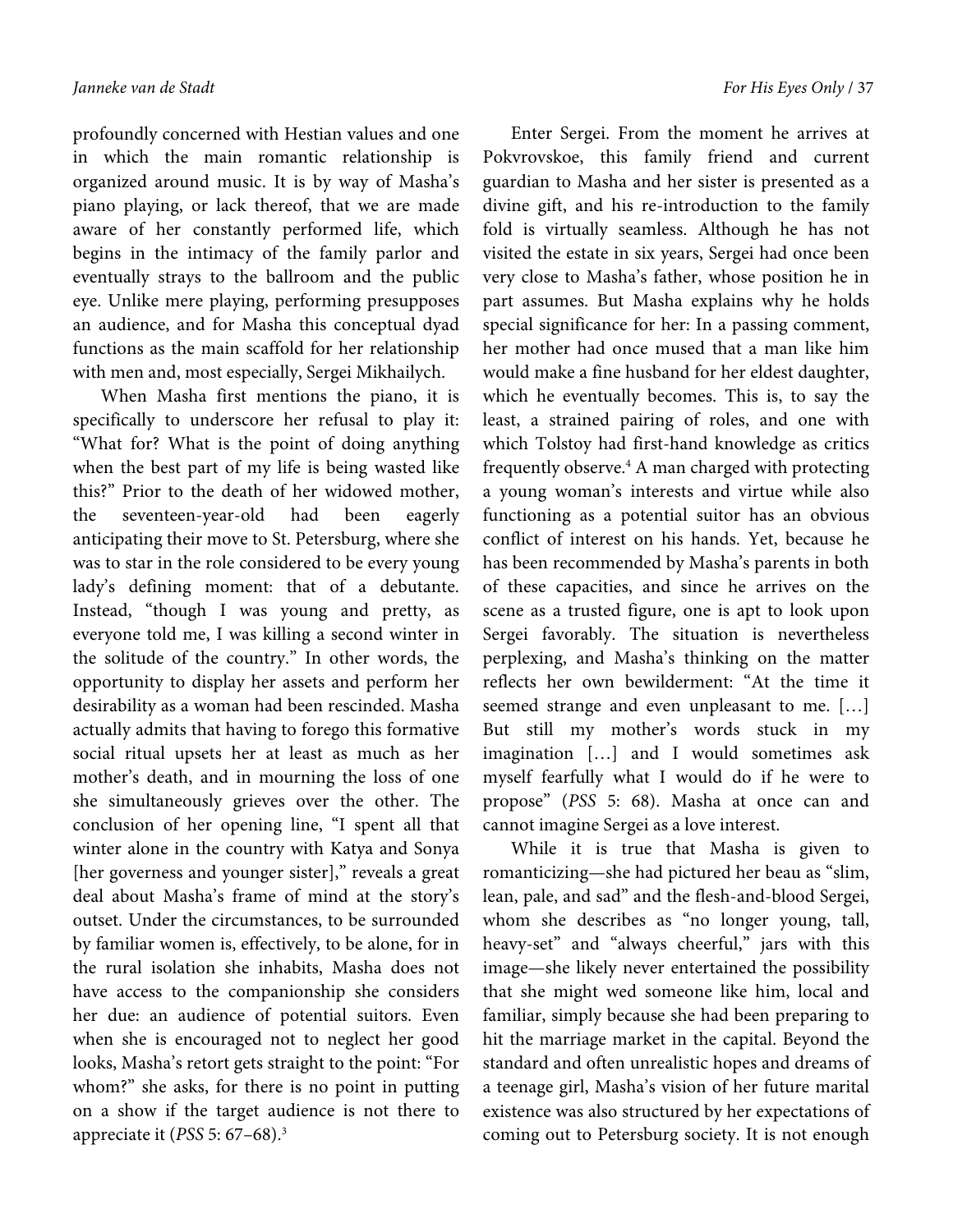profoundly concerned with Hestian values and one in which the main romantic relationship is organized around music. It is by way of Masha's piano playing, or lack thereof, that we are made aware of her constantly performed life, which begins in the intimacy of the family parlor and eventually strays to the ballroom and the public eye. Unlike mere playing, performing presupposes an audience, and for Masha this conceptual dyad functions as the main scaffold for her relationship with men and, most especially, Sergei Mikhailych.

When Masha first mentions the piano, it is specifically to underscore her refusal to play it: "What for? What is the point of doing anything when the best part of my life is being wasted like this?" Prior to the death of her widowed mother, the seventeen-year-old had been eagerly anticipating their move to St. Petersburg, where she was to star in the role considered to be every young lady's defining moment: that of a debutante. Instead, "though I was young and pretty, as everyone told me, I was killing a second winter in the solitude of the country." In other words, the opportunity to display her assets and perform her desirability as a woman had been rescinded. Masha actually admits that having to forego this formative social ritual upsets her at least as much as her mother's death, and in mourning the loss of one she simultaneously grieves over the other. The conclusion of her opening line, "I spent all that winter alone in the country with Katya and Sonya [her governess and younger sister]," reveals a great deal about Masha's frame of mind at the story's outset. Under the circumstances, to be surrounded by familiar women is, effectively, to be alone, for in the rural isolation she inhabits, Masha does not have access to the companionship she considers her due: an audience of potential suitors. Even when she is encouraged not to neglect her good looks, Masha's retort gets straight to the point: "For whom?" she asks, for there is no point in putting on a show if the target audience is not there to appreciate it (*PSS* 5: 67–68).[3]

Enter Sergei. From the moment he arrives at Pokvrovskoe, this family friend and current guardian to Masha and her sister is presented as a divine gift, and his re-introduction to the family fold is virtually seamless. Although he has not visited the estate in six years, Sergei had once been very close to Masha's father, whose position he in part assumes. But Masha explains why he holds special significance for her: In a passing comment, her mother had once mused that a man like him would make a fine husband for her eldest daughter, which he eventually becomes. This is, to say the least, a strained pairing of roles, and one with which Tolstoy had first-hand knowledge as critics frequently observe.[4] A man charged with protecting a young woman's interests and virtue while also functioning as a potential suitor has an obvious conflict of interest on his hands. Yet, because he has been recommended by Masha's parents in both of these capacities, and since he arrives on the scene as a trusted figure, one is apt to look upon Sergei favorably. The situation is nevertheless perplexing, and Masha's thinking on the matter reflects her own bewilderment: "At the time it seemed strange and even unpleasant to me. […] But still my mother's words stuck in my imagination […] and I would sometimes ask myself fearfully what I would do if he were to propose" (*PSS* 5: 68). Masha at once can and cannot imagine Sergei as a love interest.

While it is true that Masha is given to romanticizing—she had pictured her beau as "slim, lean, pale, and sad" and the flesh-and-blood Sergei, whom she describes as "no longer young, tall, heavy-set" and "always cheerful," jars with this image—she likely never entertained the possibility that she might wed someone like him, local and familiar, simply because she had been preparing to hit the marriage market in the capital. Beyond the standard and often unrealistic hopes and dreams of a teenage girl, Masha's vision of her future marital existence was also structured by her expectations of coming out to Petersburg society. It is not enough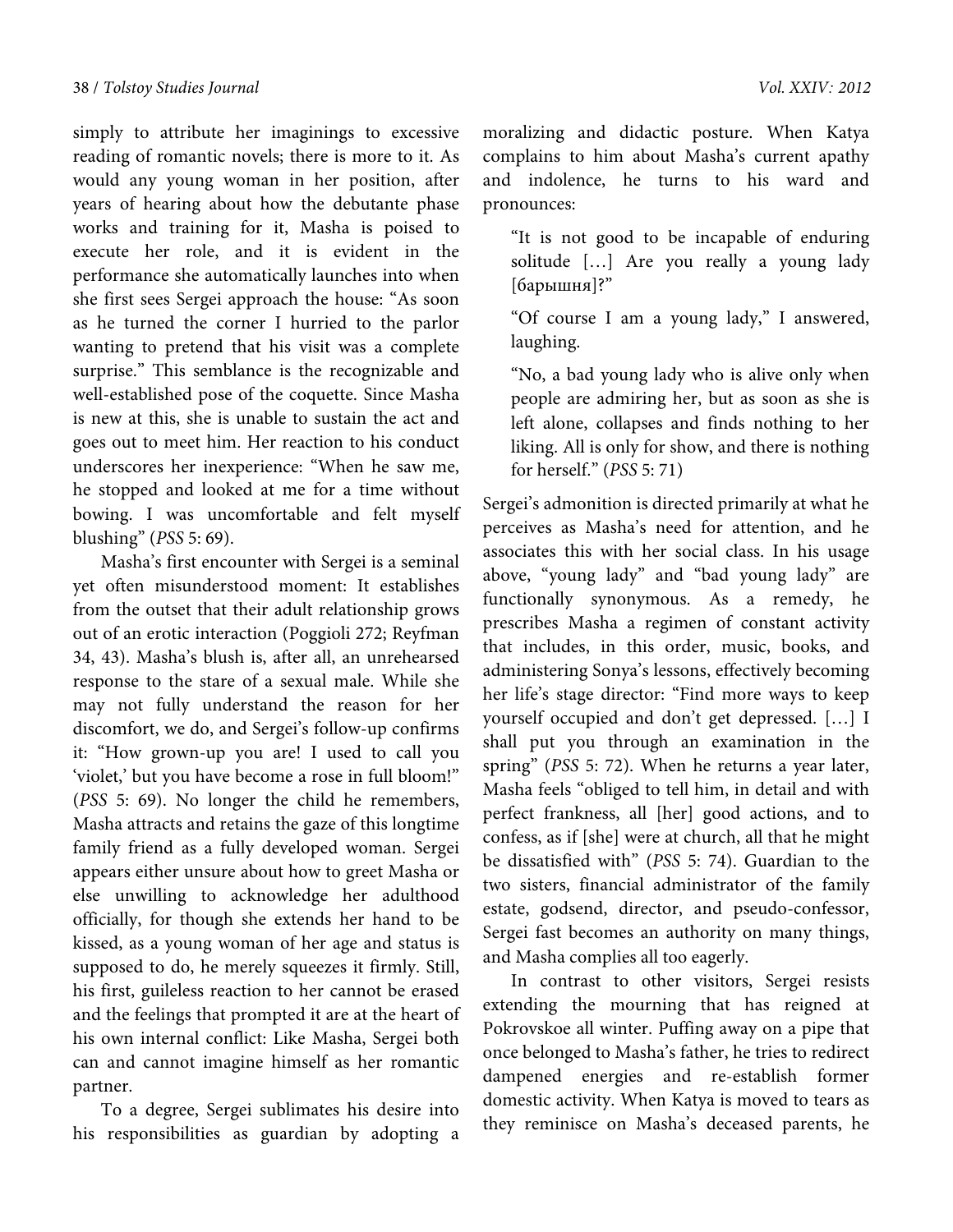simply to attribute her imaginings to excessive reading of romantic novels; there is more to it. As would any young woman in her position, after years of hearing about how the debutante phase works and training for it, Masha is poised to execute her role, and it is evident in the performance she automatically launches into when she first sees Sergei approach the house: "As soon as he turned the corner I hurried to the parlor wanting to pretend that his visit was a complete surprise." This semblance is the recognizable and well-established pose of the coquette. Since Masha is new at this, she is unable to sustain the act and goes out to meet him. Her reaction to his conduct underscores her inexperience: "When he saw me, he stopped and looked at me for a time without bowing. I was uncomfortable and felt myself blushing" (*PSS* 5: 69).

Masha's first encounter with Sergei is a seminal yet often misunderstood moment: It establishes from the outset that their adult relationship grows out of an erotic interaction (Poggioli 272; Reyfman 34, 43). Masha's blush is, after all, an unrehearsed response to the stare of a sexual male. While she may not fully understand the reason for her discomfort, we do, and Sergei's follow-up confirms it: "How grown-up you are! I used to call you 'violet,' but you have become a rose in full bloom!" (*PSS* 5: 69). No longer the child he remembers, Masha attracts and retains the gaze of this longtime family friend as a fully developed woman. Sergei appears either unsure about how to greet Masha or else unwilling to acknowledge her adulthood officially, for though she extends her hand to be kissed, as a young woman of her age and status is supposed to do, he merely squeezes it firmly. Still, his first, guileless reaction to her cannot be erased and the feelings that prompted it are at the heart of his own internal conflict: Like Masha, Sergei both can and cannot imagine himself as her romantic partner.

To a degree, Sergei sublimates his desire into his responsibilities as guardian by adopting a moralizing and didactic posture. When Katya complains to him about Masha's current apathy and indolence, he turns to his ward and pronounces:

> "It is not good to be incapable of enduring solitude […] Are you really a young lady [барышня]?"
>
> "Of course I am a young lady," I answered, laughing.
>
> "No, a bad young lady who is alive only when people are admiring her, but as soon as she is left alone, collapses and finds nothing to her liking. All is only for show, and there is nothing for herself." (*PSS* 5: 71)

Sergei's admonition is directed primarily at what he perceives as Masha's need for attention, and he associates this with her social class. In his usage above, "young lady" and "bad young lady" are functionally synonymous. As a remedy, he prescribes Masha a regimen of constant activity that includes, in this order, music, books, and administering Sonya's lessons, effectively becoming her life's stage director: "Find more ways to keep yourself occupied and don't get depressed. […] I shall put you through an examination in the spring" (*PSS* 5: 72). When he returns a year later, Masha feels "obliged to tell him, in detail and with perfect frankness, all [her] good actions, and to confess, as if [she] were at church, all that he might be dissatisfied with" (*PSS* 5: 74). Guardian to the two sisters, financial administrator of the family estate, godsend, director, and pseudo-confessor, Sergei fast becomes an authority on many things, and Masha complies all too eagerly.

In contrast to other visitors, Sergei resists extending the mourning that has reigned at Pokrovskoe all winter. Puffing away on a pipe that once belonged to Masha's father, he tries to redirect dampened energies and re-establish former domestic activity. When Katya is moved to tears as they reminisce on Masha's deceased parents, he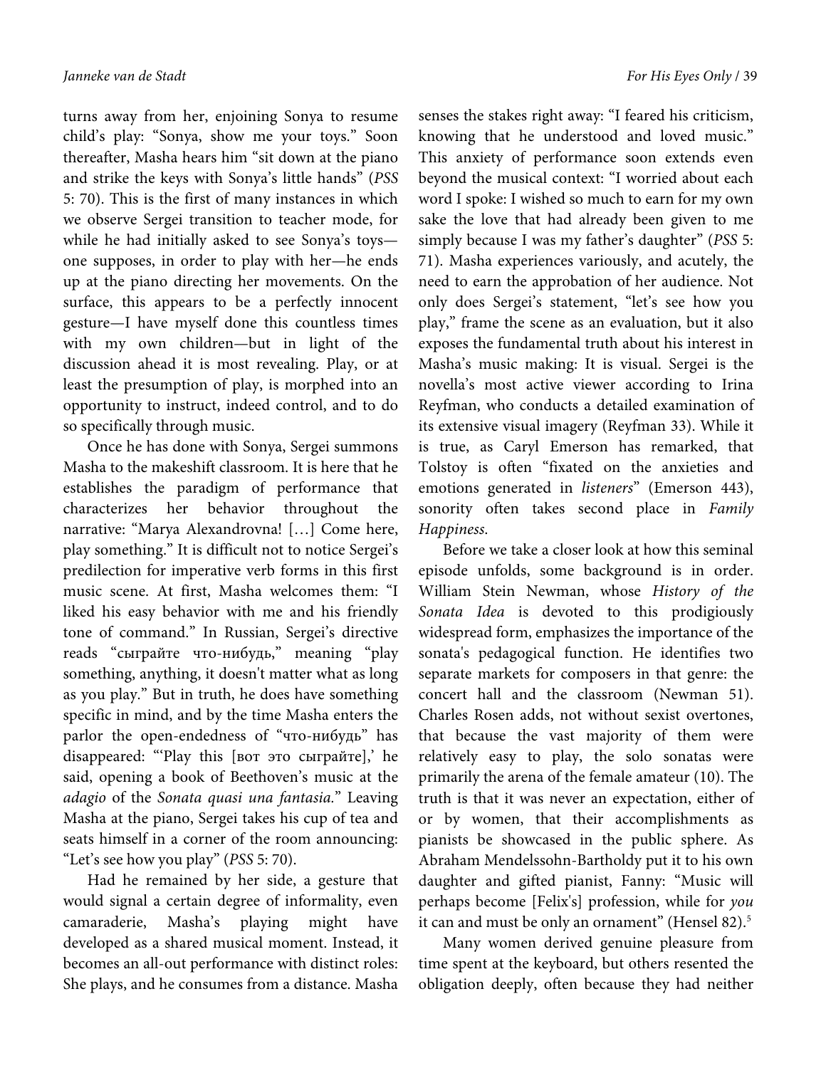turns away from her, enjoining Sonya to resume child's play: "Sonya, show me your toys." Soon thereafter, Masha hears him "sit down at the piano and strike the keys with Sonya's little hands" (*PSS* 5: 70). This is the first of many instances in which we observe Sergei transition to teacher mode, for while he had initially asked to see Sonya's toys—one supposes, in order to play with her—he ends up at the piano directing her movements. On the surface, this appears to be a perfectly innocent gesture—I have myself done this countless times with my own children—but in light of the discussion ahead it is most revealing. Play, or at least the presumption of play, is morphed into an opportunity to instruct, indeed control, and to do so specifically through music.

Once he has done with Sonya, Sergei summons Masha to the makeshift classroom. It is here that he establishes the paradigm of performance that characterizes her behavior throughout the narrative: "Marya Alexandrovna! […] Come here, play something." It is difficult not to notice Sergei's predilection for imperative verb forms in this first music scene. At first, Masha welcomes them: "I liked his easy behavior with me and his friendly tone of command." In Russian, Sergei's directive reads "сыграйте что-нибудь," meaning "play something, anything, it doesn't matter what as long as you play." But in truth, he does have something specific in mind, and by the time Masha enters the parlor the open-endedness of "что-нибудь" has disappeared: "'Play this [вот это сыграйте],' he said, opening a book of Beethoven's music at the *adagio* of the *Sonata quasi una fantasia*." Leaving Masha at the piano, Sergei takes his cup of tea and seats himself in a corner of the room announcing: "Let's see how you play" (*PSS* 5: 70).

Had he remained by her side, a gesture that would signal a certain degree of informality, even camaraderie, Masha's playing might have developed as a shared musical moment. Instead, it becomes an all-out performance with distinct roles: She plays, and he consumes from a distance. Masha senses the stakes right away: "I feared his criticism, knowing that he understood and loved music." This anxiety of performance soon extends even beyond the musical context: "I worried about each word I spoke: I wished so much to earn for my own sake the love that had already been given to me simply because I was my father's daughter" (*PSS* 5: 71). Masha experiences variously, and acutely, the need to earn the approbation of her audience. Not only does Sergei's statement, "let's see how you play," frame the scene as an evaluation, but it also exposes the fundamental truth about his interest in Masha's music making: It is visual. Sergei is the novella's most active viewer according to Irina Reyfman, who conducts a detailed examination of its extensive visual imagery (Reyfman 33). While it is true, as Caryl Emerson has remarked, that Tolstoy is often "fixated on the anxieties and emotions generated in *listeners*" (Emerson 443), sonority often takes second place in *Family Happiness.*

Before we take a closer look at how this seminal episode unfolds, some background is in order. William Stein Newman, whose *History of the Sonata Idea* is devoted to this prodigiously widespread form, emphasizes the importance of the sonata's pedagogical function. He identifies two separate markets for composers in that genre: the concert hall and the classroom (Newman 51). Charles Rosen adds, not without sexist overtones, that because the vast majority of them were relatively easy to play, the solo sonatas were primarily the arena of the female amateur (10). The truth is that it was never an expectation, either of or by women, that their accomplishments as pianists be showcased in the public sphere. As Abraham Mendelssohn-Bartholdy put it to his own daughter and gifted pianist, Fanny: "Music will perhaps become [Felix's] profession, while for *you* it can and must be only an ornament" (Hensel 82).[5]

Many women derived genuine pleasure from time spent at the keyboard, but others resented the obligation deeply, often because they had neither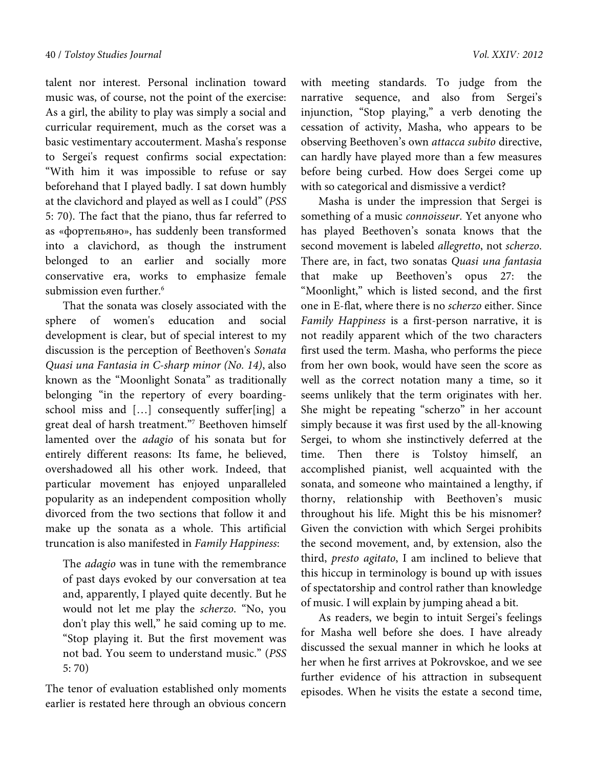talent nor interest. Personal inclination toward music was, of course, not the point of the exercise: As a girl, the ability to play was simply a social and curricular requirement, much as the corset was a basic vestimentary accouterment. Masha's response to Sergei's request confirms social expectation: "With him it was impossible to refuse or say beforehand that I played badly. I sat down humbly at the clavichord and played as well as I could" (*PSS* 5: 70). The fact that the piano, thus far referred to as «фортепьяно», has suddenly been transformed into a clavichord, as though the instrument belonged to an earlier and socially more conservative era, works to emphasize female submission even further.[6]

That the sonata was closely associated with the sphere of women's education and social development is clear, but of special interest to my discussion is the perception of Beethoven's *Sonata Quasi una Fantasia in C-sharp minor (No. 14)*, also known as the "Moonlight Sonata" as traditionally belonging "in the repertory of every boarding-school miss and […] consequently suffer[ing] a great deal of harsh treatment."[7] Beethoven himself lamented over the *adagio* of his sonata but for entirely different reasons: Its fame, he believed, overshadowed all his other work. Indeed, that particular movement has enjoyed unparalleled popularity as an independent composition wholly divorced from the two sections that follow it and make up the sonata as a whole. This artificial truncation is also manifested in *Family Happiness*:

> The *adagio* was in tune with the remembrance of past days evoked by our conversation at tea and, apparently, I played quite decently. But he would not let me play the *scherzo*. "No, you don't play this well," he said coming up to me. "Stop playing it. But the first movement was not bad. You seem to understand music." (*PSS* 5: 70)

The tenor of evaluation established only moments earlier is restated here through an obvious concern with meeting standards. To judge from the narrative sequence, and also from Sergei's injunction, "Stop playing," a verb denoting the cessation of activity, Masha, who appears to be observing Beethoven's own *attacca subito* directive, can hardly have played more than a few measures before being curbed. How does Sergei come up with so categorical and dismissive a verdict?

Masha is under the impression that Sergei is something of a music *connoisseur*. Yet anyone who has played Beethoven's sonata knows that the second movement is labeled *allegretto*, not *scherzo*. There are, in fact, two sonatas *Quasi una fantasia* that make up Beethoven's opus 27: the "Moonlight," which is listed second, and the first one in E-flat, where there is no *scherzo* either. Since *Family Happiness* is a first-person narrative, it is not readily apparent which of the two characters first used the term. Masha, who performs the piece from her own book, would have seen the score as well as the correct notation many a time, so it seems unlikely that the term originates with her. She might be repeating "scherzo" in her account simply because it was first used by the all-knowing Sergei, to whom she instinctively deferred at the time. Then there is Tolstoy himself, an accomplished pianist, well acquainted with the sonata, and someone who maintained a lengthy, if thorny, relationship with Beethoven's music throughout his life. Might this be his misnomer? Given the conviction with which Sergei prohibits the second movement, and, by extension, also the third, *presto agitato*, I am inclined to believe that this hiccup in terminology is bound up with issues of spectatorship and control rather than knowledge of music. I will explain by jumping ahead a bit.

As readers, we begin to intuit Sergei's feelings for Masha well before she does. I have already discussed the sexual manner in which he looks at her when he first arrives at Pokrovskoe, and we see further evidence of his attraction in subsequent episodes. When he visits the estate a second time,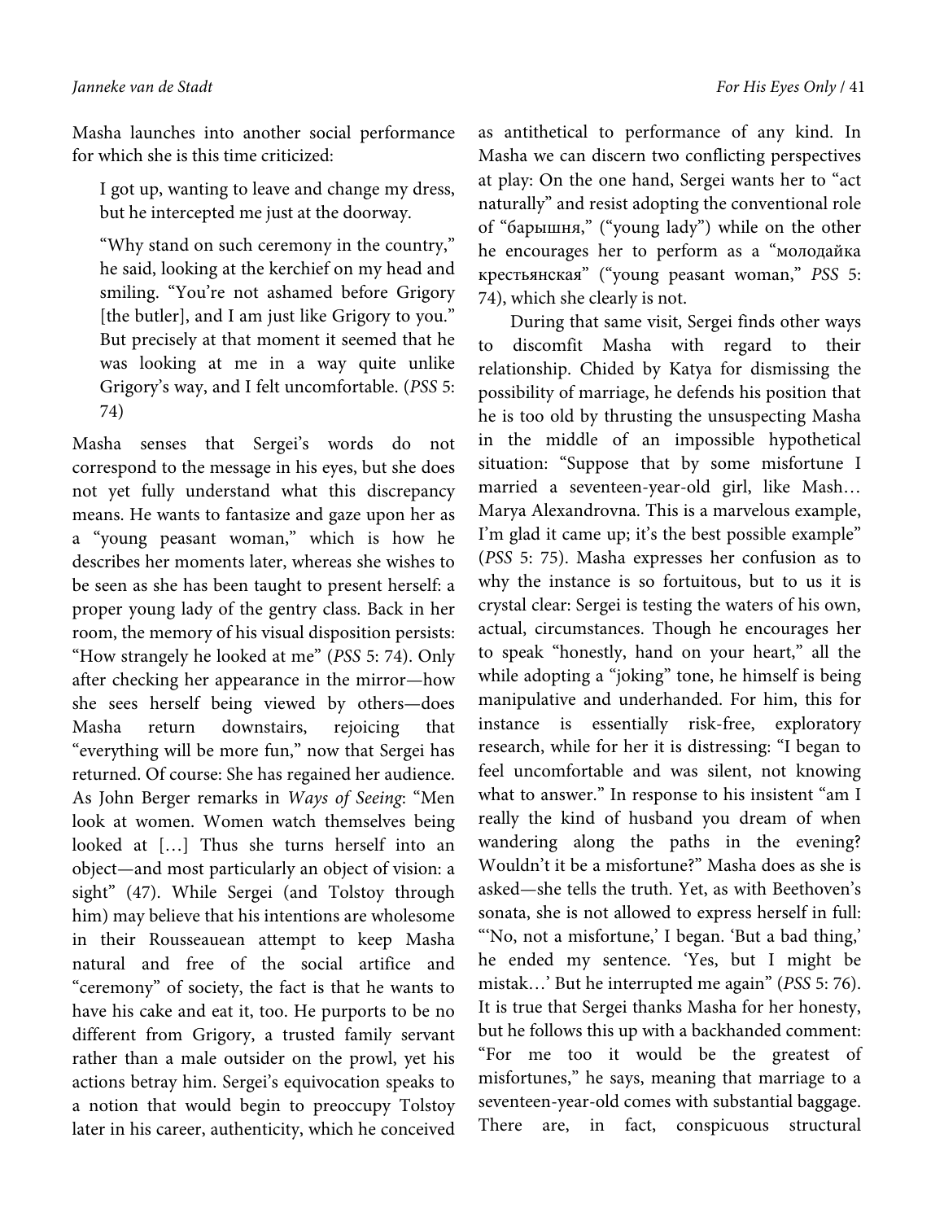Masha launches into another social performance for which she is this time criticized:

> I got up, wanting to leave and change my dress, but he intercepted me just at the doorway.
>
> "Why stand on such ceremony in the country," he said, looking at the kerchief on my head and smiling. "You're not ashamed before Grigory [the butler], and I am just like Grigory to you." But precisely at that moment it seemed that he was looking at me in a way quite unlike Grigory's way, and I felt uncomfortable. (*PSS* 5: 74)

Masha senses that Sergei's words do not correspond to the message in his eyes, but she does not yet fully understand what this discrepancy means. He wants to fantasize and gaze upon her as a "young peasant woman," which is how he describes her moments later, whereas she wishes to be seen as she has been taught to present herself: a proper young lady of the gentry class. Back in her room, the memory of his visual disposition persists: "How strangely he looked at me" (*PSS* 5: 74). Only after checking her appearance in the mirror—how she sees herself being viewed by others—does Masha return downstairs, rejoicing that "everything will be more fun," now that Sergei has returned. Of course: She has regained her audience. As John Berger remarks in *Ways of Seeing*: "Men look at women. Women watch themselves being looked at […] Thus she turns herself into an object—and most particularly an object of vision: a sight" (47). While Sergei (and Tolstoy through him) may believe that his intentions are wholesome in their Rousseauean attempt to keep Masha natural and free of the social artifice and "ceremony" of society, the fact is that he wants to have his cake and eat it, too. He purports to be no different from Grigory, a trusted family servant rather than a male outsider on the prowl, yet his actions betray him. Sergei's equivocation speaks to a notion that would begin to preoccupy Tolstoy later in his career, authenticity, which he conceived as antithetical to performance of any kind. In Masha we can discern two conflicting perspectives at play: On the one hand, Sergei wants her to "act naturally" and resist adopting the conventional role of "барышня," ("young lady") while on the other he encourages her to perform as a "молодайка крестьянская" ("young peasant woman," *PSS* 5: 74), which she clearly is not.

During that same visit, Sergei finds other ways to discomfit Masha with regard to their relationship. Chided by Katya for dismissing the possibility of marriage, he defends his position that he is too old by thrusting the unsuspecting Masha in the middle of an impossible hypothetical situation: "Suppose that by some misfortune I married a seventeen-year-old girl, like Mash… Marya Alexandrovna. This is a marvelous example, I'm glad it came up; it's the best possible example" (*PSS* 5: 75). Masha expresses her confusion as to why the instance is so fortuitous, but to us it is crystal clear: Sergei is testing the waters of his own, actual, circumstances. Though he encourages her to speak "honestly, hand on your heart," all the while adopting a "joking" tone, he himself is being manipulative and underhanded. For him, this for instance is essentially risk-free, exploratory research, while for her it is distressing: "I began to feel uncomfortable and was silent, not knowing what to answer." In response to his insistent "am I really the kind of husband you dream of when wandering along the paths in the evening? Wouldn't it be a misfortune?" Masha does as she is asked—she tells the truth. Yet, as with Beethoven's sonata, she is not allowed to express herself in full: "'No, not a misfortune,' I began. 'But a bad thing,' he ended my sentence. 'Yes, but I might be mistak…' But he interrupted me again" (*PSS* 5: 76). It is true that Sergei thanks Masha for her honesty, but he follows this up with a backhanded comment: "For me too it would be the greatest of misfortunes," he says, meaning that marriage to a seventeen-year-old comes with substantial baggage. There are, in fact, conspicuous structural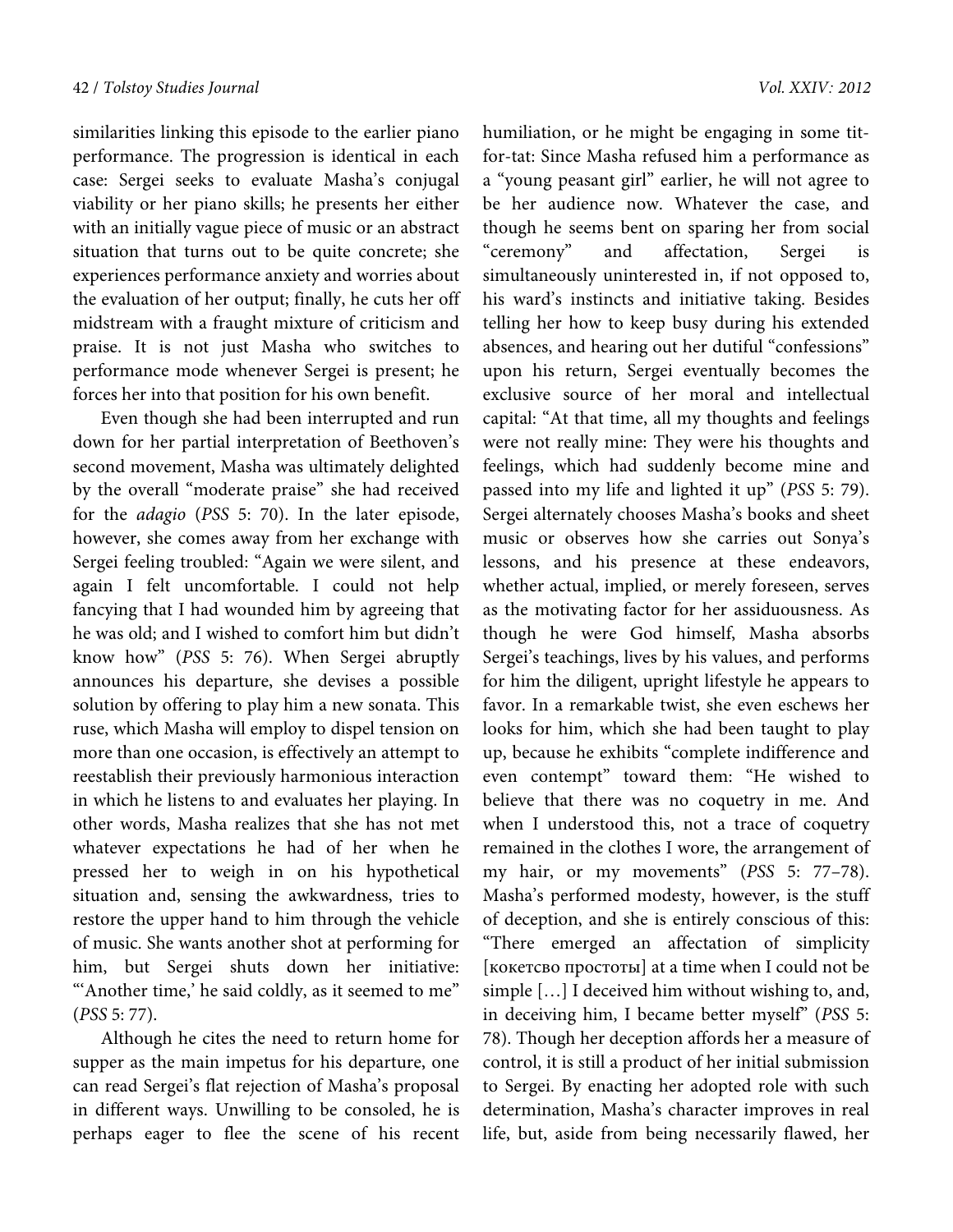similarities linking this episode to the earlier piano performance. The progression is identical in each case: Sergei seeks to evaluate Masha's conjugal viability or her piano skills; he presents her either with an initially vague piece of music or an abstract situation that turns out to be quite concrete; she experiences performance anxiety and worries about the evaluation of her output; finally, he cuts her off midstream with a fraught mixture of criticism and praise. It is not just Masha who switches to performance mode whenever Sergei is present; he forces her into that position for his own benefit.

Even though she had been interrupted and run down for her partial interpretation of Beethoven's second movement, Masha was ultimately delighted by the overall "moderate praise" she had received for the *adagio* (*PSS* 5: 70). In the later episode, however, she comes away from her exchange with Sergei feeling troubled: "Again we were silent, and again I felt uncomfortable. I could not help fancying that I had wounded him by agreeing that he was old; and I wished to comfort him but didn't know how" (*PSS* 5: 76). When Sergei abruptly announces his departure, she devises a possible solution by offering to play him a new sonata. This ruse, which Masha will employ to dispel tension on more than one occasion, is effectively an attempt to reestablish their previously harmonious interaction in which he listens to and evaluates her playing. In other words, Masha realizes that she has not met whatever expectations he had of her when he pressed her to weigh in on his hypothetical situation and, sensing the awkwardness, tries to restore the upper hand to him through the vehicle of music. She wants another shot at performing for him, but Sergei shuts down her initiative: "'Another time,' he said coldly, as it seemed to me" (*PSS* 5: 77).

Although he cites the need to return home for supper as the main impetus for his departure, one can read Sergei's flat rejection of Masha's proposal in different ways. Unwilling to be consoled, he is perhaps eager to flee the scene of his recent humiliation, or he might be engaging in some tit-for-tat: Since Masha refused him a performance as a "young peasant girl" earlier, he will not agree to be her audience now. Whatever the case, and though he seems bent on sparing her from social "ceremony" and affectation, Sergei is simultaneously uninterested in, if not opposed to, his ward's instincts and initiative taking. Besides telling her how to keep busy during his extended absences, and hearing out her dutiful "confessions" upon his return, Sergei eventually becomes the exclusive source of her moral and intellectual capital: "At that time, all my thoughts and feelings were not really mine: They were his thoughts and feelings, which had suddenly become mine and passed into my life and lighted it up" (*PSS* 5: 79). Sergei alternately chooses Masha's books and sheet music or observes how she carries out Sonya's lessons, and his presence at these endeavors, whether actual, implied, or merely foreseen, serves as the motivating factor for her assiduousness. As though he were God himself, Masha absorbs Sergei's teachings, lives by his values, and performs for him the diligent, upright lifestyle he appears to favor. In a remarkable twist, she even eschews her looks for him, which she had been taught to play up, because he exhibits "complete indifference and even contempt" toward them: "He wished to believe that there was no coquetry in me. And when I understood this, not a trace of coquetry remained in the clothes I wore, the arrangement of my hair, or my movements" (*PSS* 5: 77–78). Masha's performed modesty, however, is the stuff of deception, and she is entirely conscious of this: "There emerged an affectation of simplicity [кокетсво простоты] at a time when I could not be simple […] I deceived him without wishing to, and, in deceiving him, I became better myself" (*PSS* 5: 78). Though her deception affords her a measure of control, it is still a product of her initial submission to Sergei. By enacting her adopted role with such determination, Masha's character improves in real life, but, aside from being necessarily flawed, her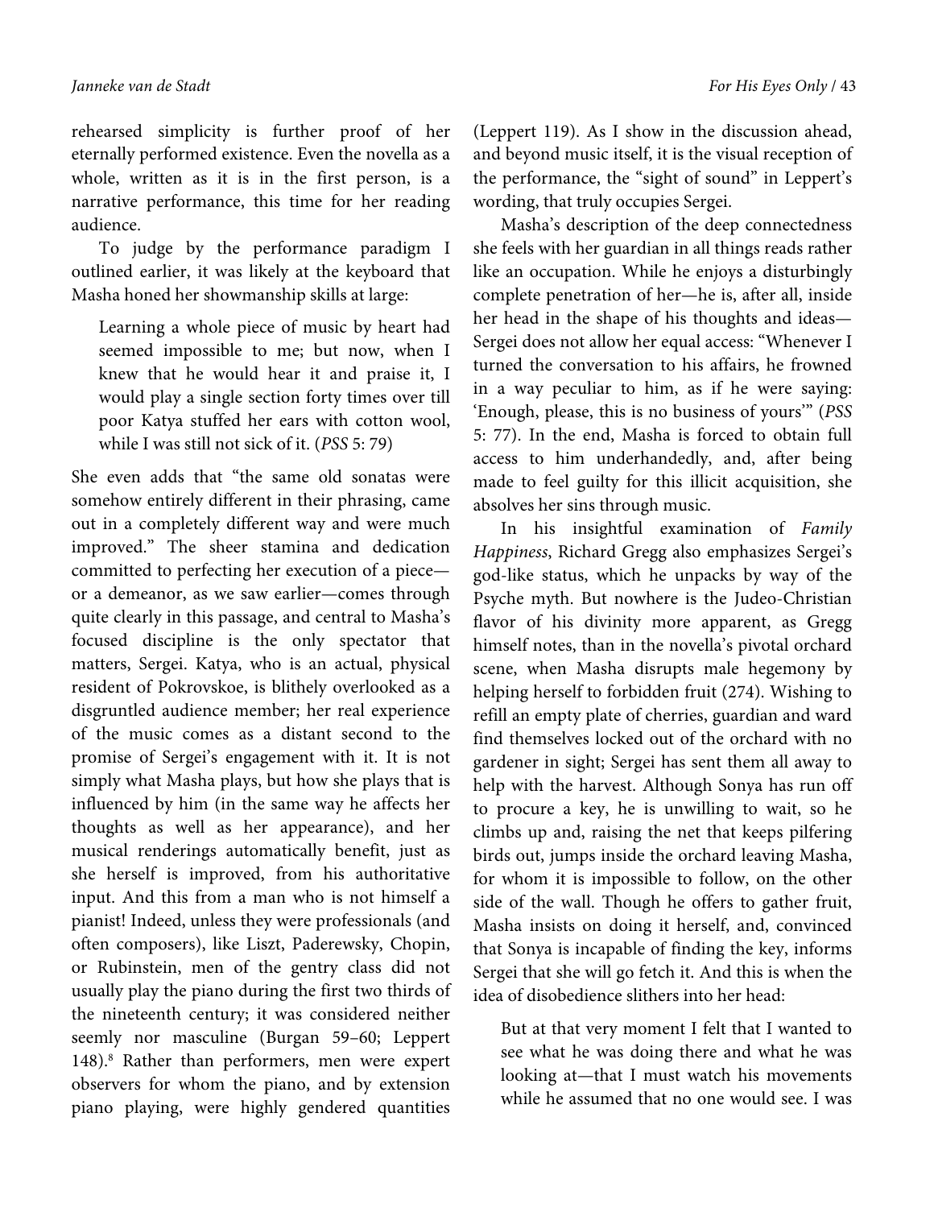rehearsed simplicity is further proof of her eternally performed existence. Even the novella as a whole, written as it is in the first person, is a narrative performance, this time for her reading audience.

To judge by the performance paradigm I outlined earlier, it was likely at the keyboard that Masha honed her showmanship skills at large:

> Learning a whole piece of music by heart had seemed impossible to me; but now, when I knew that he would hear it and praise it, I would play a single section forty times over till poor Katya stuffed her ears with cotton wool, while I was still not sick of it. (*PSS* 5: 79)

She even adds that "the same old sonatas were somehow entirely different in their phrasing, came out in a completely different way and were much improved." The sheer stamina and dedication committed to perfecting her execution of a piece—or a demeanor, as we saw earlier—comes through quite clearly in this passage, and central to Masha's focused discipline is the only spectator that matters, Sergei. Katya, who is an actual, physical resident of Pokrovskoe, is blithely overlooked as a disgruntled audience member; her real experience of the music comes as a distant second to the promise of Sergei's engagement with it. It is not simply what Masha plays, but how she plays that is influenced by him (in the same way he affects her thoughts as well as her appearance), and her musical renderings automatically benefit, just as she herself is improved, from his authoritative input. And this from a man who is not himself a pianist! Indeed, unless they were professionals (and often composers), like Liszt, Paderewsky, Chopin, or Rubinstein, men of the gentry class did not usually play the piano during the first two thirds of the nineteenth century; it was considered neither seemly nor masculine (Burgan 59–60; Leppert 148).[8] Rather than performers, men were expert observers for whom the piano, and by extension piano playing, were highly gendered quantities (Leppert 119). As I show in the discussion ahead, and beyond music itself, it is the visual reception of the performance, the "sight of sound" in Leppert's wording, that truly occupies Sergei.

Masha's description of the deep connectedness she feels with her guardian in all things reads rather like an occupation. While he enjoys a disturbingly complete penetration of her—he is, after all, inside her head in the shape of his thoughts and ideas—Sergei does not allow her equal access: "Whenever I turned the conversation to his affairs, he frowned in a way peculiar to him, as if he were saying: 'Enough, please, this is no business of yours'" (*PSS* 5: 77). In the end, Masha is forced to obtain full access to him underhandedly, and, after being made to feel guilty for this illicit acquisition, she absolves her sins through music.

In his insightful examination of *Family Happiness*, Richard Gregg also emphasizes Sergei's god-like status, which he unpacks by way of the Psyche myth. But nowhere is the Judeo-Christian flavor of his divinity more apparent, as Gregg himself notes, than in the novella's pivotal orchard scene, when Masha disrupts male hegemony by helping herself to forbidden fruit (274). Wishing to refill an empty plate of cherries, guardian and ward find themselves locked out of the orchard with no gardener in sight; Sergei has sent them all away to help with the harvest. Although Sonya has run off to procure a key, he is unwilling to wait, so he climbs up and, raising the net that keeps pilfering birds out, jumps inside the orchard leaving Masha, for whom it is impossible to follow, on the other side of the wall. Though he offers to gather fruit, Masha insists on doing it herself, and, convinced that Sonya is incapable of finding the key, informs Sergei that she will go fetch it. And this is when the idea of disobedience slithers into her head:

> But at that very moment I felt that I wanted to see what he was doing there and what he was looking at—that I must watch his movements while he assumed that no one would see. I was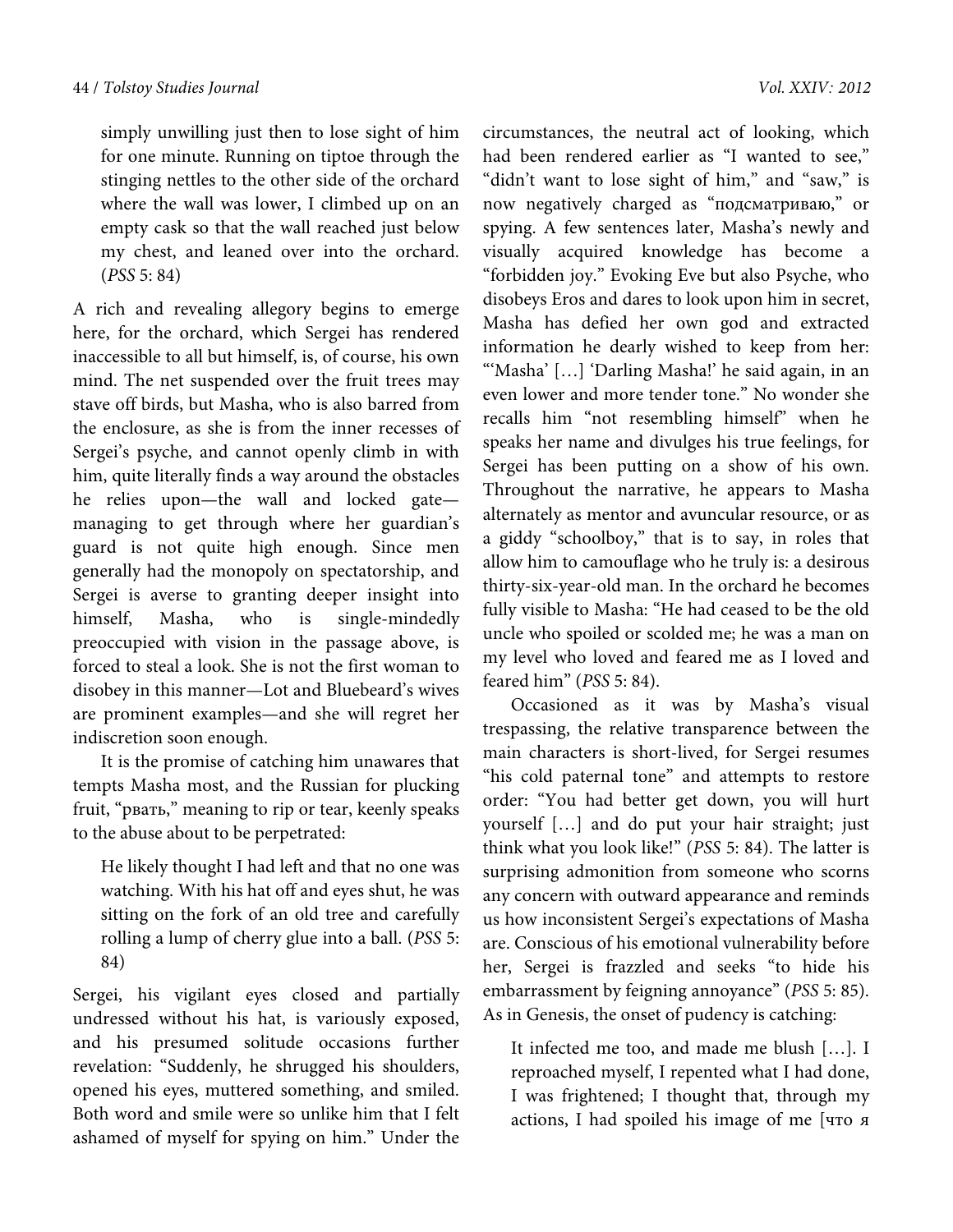> simply unwilling just then to lose sight of him for one minute. Running on tiptoe through the stinging nettles to the other side of the orchard where the wall was lower, I climbed up on an empty cask so that the wall reached just below my chest, and leaned over into the orchard. (*PSS* 5: 84)

A rich and revealing allegory begins to emerge here, for the orchard, which Sergei has rendered inaccessible to all but himself, is, of course, his own mind. The net suspended over the fruit trees may stave off birds, but Masha, who is also barred from the enclosure, as she is from the inner recesses of Sergei's psyche, and cannot openly climb in with him, quite literally finds a way around the obstacles he relies upon—the wall and locked gate—managing to get through where her guardian's guard is not quite high enough. Since men generally had the monopoly on spectatorship, and Sergei is averse to granting deeper insight into himself, Masha, who is single-mindedly preoccupied with vision in the passage above, is forced to steal a look. She is not the first woman to disobey in this manner—Lot and Bluebeard's wives are prominent examples—and she will regret her indiscretion soon enough.

It is the promise of catching him unawares that tempts Masha most, and the Russian for plucking fruit, "рвать," meaning to rip or tear, keenly speaks to the abuse about to be perpetrated:

> He likely thought I had left and that no one was watching. With his hat off and eyes shut, he was sitting on the fork of an old tree and carefully rolling a lump of cherry glue into a ball. (*PSS* 5: 84)

Sergei, his vigilant eyes closed and partially undressed without his hat, is variously exposed, and his presumed solitude occasions further revelation: "Suddenly, he shrugged his shoulders, opened his eyes, muttered something, and smiled. Both word and smile were so unlike him that I felt ashamed of myself for spying on him." Under the circumstances, the neutral act of looking, which had been rendered earlier as "I wanted to see," "didn't want to lose sight of him," and "saw," is now negatively charged as "подсматриваю," or spying. A few sentences later, Masha's newly and visually acquired knowledge has become a "forbidden joy." Evoking Eve but also Psyche, who disobeys Eros and dares to look upon him in secret, Masha has defied her own god and extracted information he dearly wished to keep from her: "'Masha' […] 'Darling Masha!' he said again, in an even lower and more tender tone." No wonder she recalls him "not resembling himself" when he speaks her name and divulges his true feelings, for Sergei has been putting on a show of his own. Throughout the narrative, he appears to Masha alternately as mentor and avuncular resource, or as a giddy "schoolboy," that is to say, in roles that allow him to camouflage who he truly is: a desirous thirty-six-year-old man. In the orchard he becomes fully visible to Masha: "He had ceased to be the old uncle who spoiled or scolded me; he was a man on my level who loved and feared me as I loved and feared him" (*PSS* 5: 84).

Occasioned as it was by Masha's visual trespassing, the relative transparence between the main characters is short-lived, for Sergei resumes "his cold paternal tone" and attempts to restore order: "You had better get down, you will hurt yourself […] and do put your hair straight; just think what you look like!" (*PSS* 5: 84). The latter is surprising admonition from someone who scorns any concern with outward appearance and reminds us how inconsistent Sergei's expectations of Masha are. Conscious of his emotional vulnerability before her, Sergei is frazzled and seeks "to hide his embarrassment by feigning annoyance" (*PSS* 5: 85). As in Genesis, the onset of pudency is catching:

> It infected me too, and made me blush […]. I reproached myself, I repented what I had done, I was frightened; I thought that, through my actions, I had spoiled his image of me [что я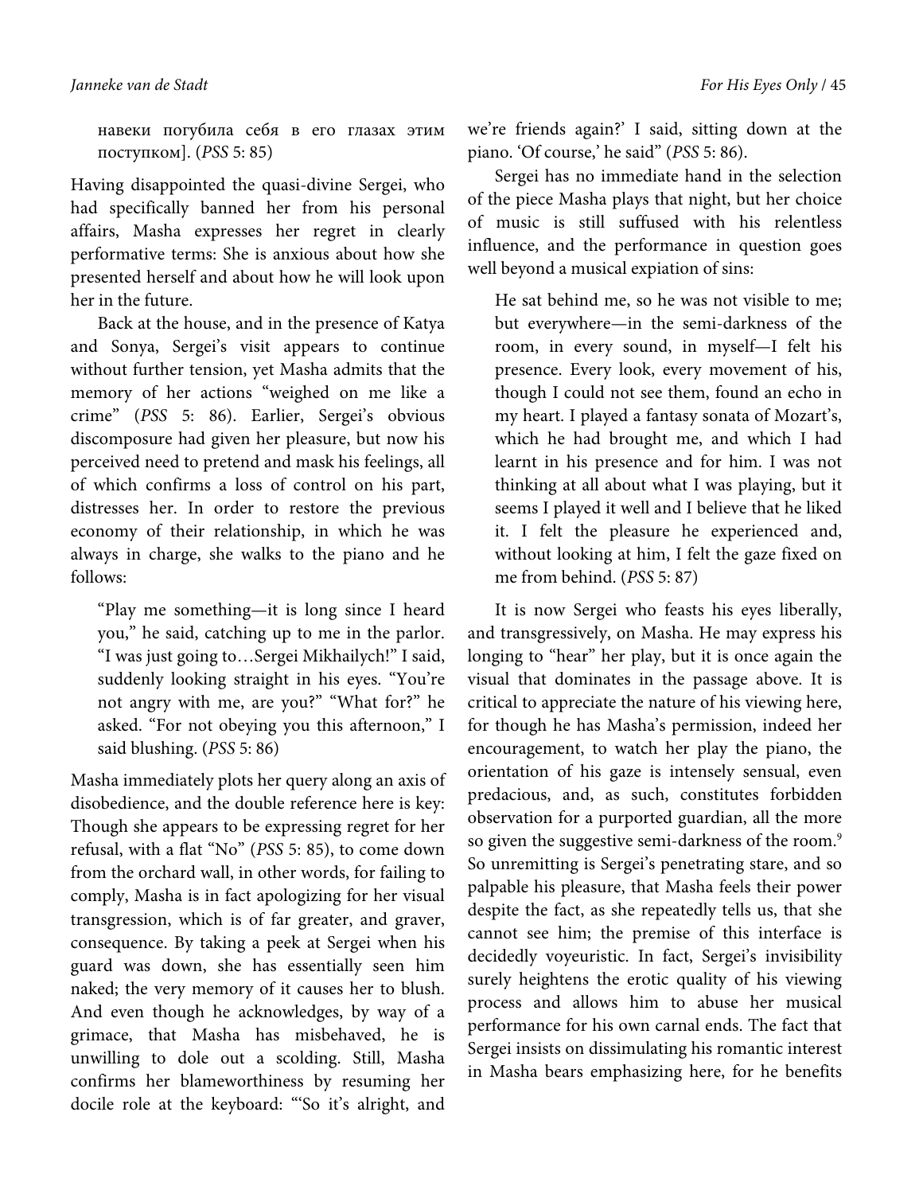навеки погубила себя в его глазах этим поступком]. (*PSS* 5: 85)

Having disappointed the quasi-divine Sergei, who had specifically banned her from his personal affairs, Masha expresses her regret in clearly performative terms: She is anxious about how she presented herself and about how he will look upon her in the future.

Back at the house, and in the presence of Katya and Sonya, Sergei's visit appears to continue without further tension, yet Masha admits that the memory of her actions "weighed on me like a crime" (*PSS* 5: 86). Earlier, Sergei's obvious discomposure had given her pleasure, but now his perceived need to pretend and mask his feelings, all of which confirms a loss of control on his part, distresses her. In order to restore the previous economy of their relationship, in which he was always in charge, she walks to the piano and he follows:

> "Play me something—it is long since I heard you," he said, catching up to me in the parlor. "I was just going to…Sergei Mikhailych!" I said, suddenly looking straight in his eyes. "You're not angry with me, are you?" "What for?" he asked. "For not obeying you this afternoon," I said blushing. (*PSS* 5: 86)

Masha immediately plots her query along an axis of disobedience, and the double reference here is key: Though she appears to be expressing regret for her refusal, with a flat "No" (*PSS* 5: 85), to come down from the orchard wall, in other words, for failing to comply, Masha is in fact apologizing for her visual transgression, which is of far greater, and graver, consequence. By taking a peek at Sergei when his guard was down, she has essentially seen him naked; the very memory of it causes her to blush. And even though he acknowledges, by way of a grimace, that Masha has misbehaved, he is unwilling to dole out a scolding. Still, Masha confirms her blameworthiness by resuming her docile role at the keyboard: "'So it's alright, and we're friends again?' I said, sitting down at the piano. 'Of course,' he said" (*PSS* 5: 86).

Sergei has no immediate hand in the selection of the piece Masha plays that night, but her choice of music is still suffused with his relentless influence, and the performance in question goes well beyond a musical expiation of sins:

> He sat behind me, so he was not visible to me; but everywhere—in the semi-darkness of the room, in every sound, in myself—I felt his presence. Every look, every movement of his, though I could not see them, found an echo in my heart. I played a fantasy sonata of Mozart's, which he had brought me, and which I had learnt in his presence and for him. I was not thinking at all about what I was playing, but it seems I played it well and I believe that he liked it. I felt the pleasure he experienced and, without looking at him, I felt the gaze fixed on me from behind. (*PSS* 5: 87)

It is now Sergei who feasts his eyes liberally, and transgressively, on Masha. He may express his longing to "hear" her play, but it is once again the visual that dominates in the passage above. It is critical to appreciate the nature of his viewing here, for though he has Masha's permission, indeed her encouragement, to watch her play the piano, the orientation of his gaze is intensely sensual, even predacious, and, as such, constitutes forbidden observation for a purported guardian, all the more so given the suggestive semi-darkness of the room.[9] So unremitting is Sergei's penetrating stare, and so palpable his pleasure, that Masha feels their power despite the fact, as she repeatedly tells us, that she cannot see him; the premise of this interface is decidedly voyeuristic. In fact, Sergei's invisibility surely heightens the erotic quality of his viewing process and allows him to abuse her musical performance for his own carnal ends. The fact that Sergei insists on dissimulating his romantic interest in Masha bears emphasizing here, for he benefits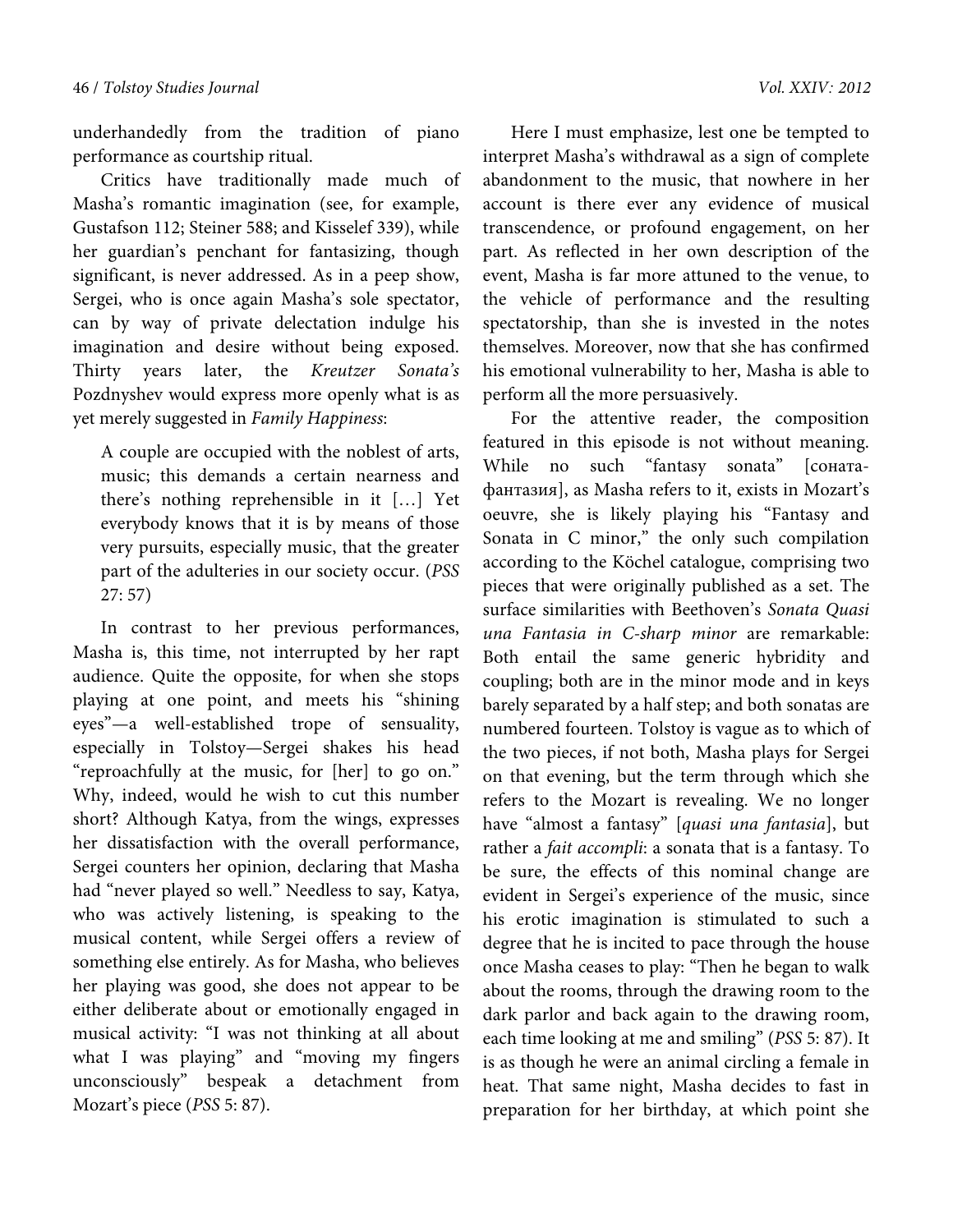underhandedly from the tradition of piano performance as courtship ritual.

Critics have traditionally made much of Masha's romantic imagination (see, for example, Gustafson 112; Steiner 588; and Kisselef 339), while her guardian's penchant for fantasizing, though significant, is never addressed. As in a peep show, Sergei, who is once again Masha's sole spectator, can by way of private delectation indulge his imagination and desire without being exposed. Thirty years later, the *Kreutzer Sonata's* Pozdnyshev would express more openly what is as yet merely suggested in *Family Happiness*:

> A couple are occupied with the noblest of arts, music; this demands a certain nearness and there's nothing reprehensible in it […] Yet everybody knows that it is by means of those very pursuits, especially music, that the greater part of the adulteries in our society occur. (*PSS* 27: 57)

In contrast to her previous performances, Masha is, this time, not interrupted by her rapt audience. Quite the opposite, for when she stops playing at one point, and meets his "shining eyes"—a well-established trope of sensuality, especially in Tolstoy—Sergei shakes his head "reproachfully at the music, for [her] to go on." Why, indeed, would he wish to cut this number short? Although Katya, from the wings, expresses her dissatisfaction with the overall performance, Sergei counters her opinion, declaring that Masha had "never played so well." Needless to say, Katya, who was actively listening, is speaking to the musical content, while Sergei offers a review of something else entirely. As for Masha, who believes her playing was good, she does not appear to be either deliberate about or emotionally engaged in musical activity: "I was not thinking at all about what I was playing" and "moving my fingers unconsciously" bespeak a detachment from Mozart's piece (*PSS* 5: 87).

Here I must emphasize, lest one be tempted to interpret Masha's withdrawal as a sign of complete abandonment to the music, that nowhere in her account is there ever any evidence of musical transcendence, or profound engagement, on her part. As reflected in her own description of the event, Masha is far more attuned to the venue, to the vehicle of performance and the resulting spectatorship, than she is invested in the notes themselves. Moreover, now that she has confirmed his emotional vulnerability to her, Masha is able to perform all the more persuasively.

For the attentive reader, the composition featured in this episode is not without meaning. While no such "fantasy sonata" [соната-фантазия], as Masha refers to it, exists in Mozart's oeuvre, she is likely playing his "Fantasy and Sonata in C minor," the only such compilation according to the Köchel catalogue, comprising two pieces that were originally published as a set. The surface similarities with Beethoven's *Sonata Quasi una Fantasia in C-sharp minor* are remarkable: Both entail the same generic hybridity and coupling; both are in the minor mode and in keys barely separated by a half step; and both sonatas are numbered fourteen. Tolstoy is vague as to which of the two pieces, if not both, Masha plays for Sergei on that evening, but the term through which she refers to the Mozart is revealing. We no longer have "almost a fantasy" [*quasi una fantasia*], but rather a *fait accompli*: a sonata that is a fantasy. To be sure, the effects of this nominal change are evident in Sergei's experience of the music, since his erotic imagination is stimulated to such a degree that he is incited to pace through the house once Masha ceases to play: "Then he began to walk about the rooms, through the drawing room to the dark parlor and back again to the drawing room, each time looking at me and smiling" (*PSS* 5: 87). It is as though he were an animal circling a female in heat. That same night, Masha decides to fast in preparation for her birthday, at which point she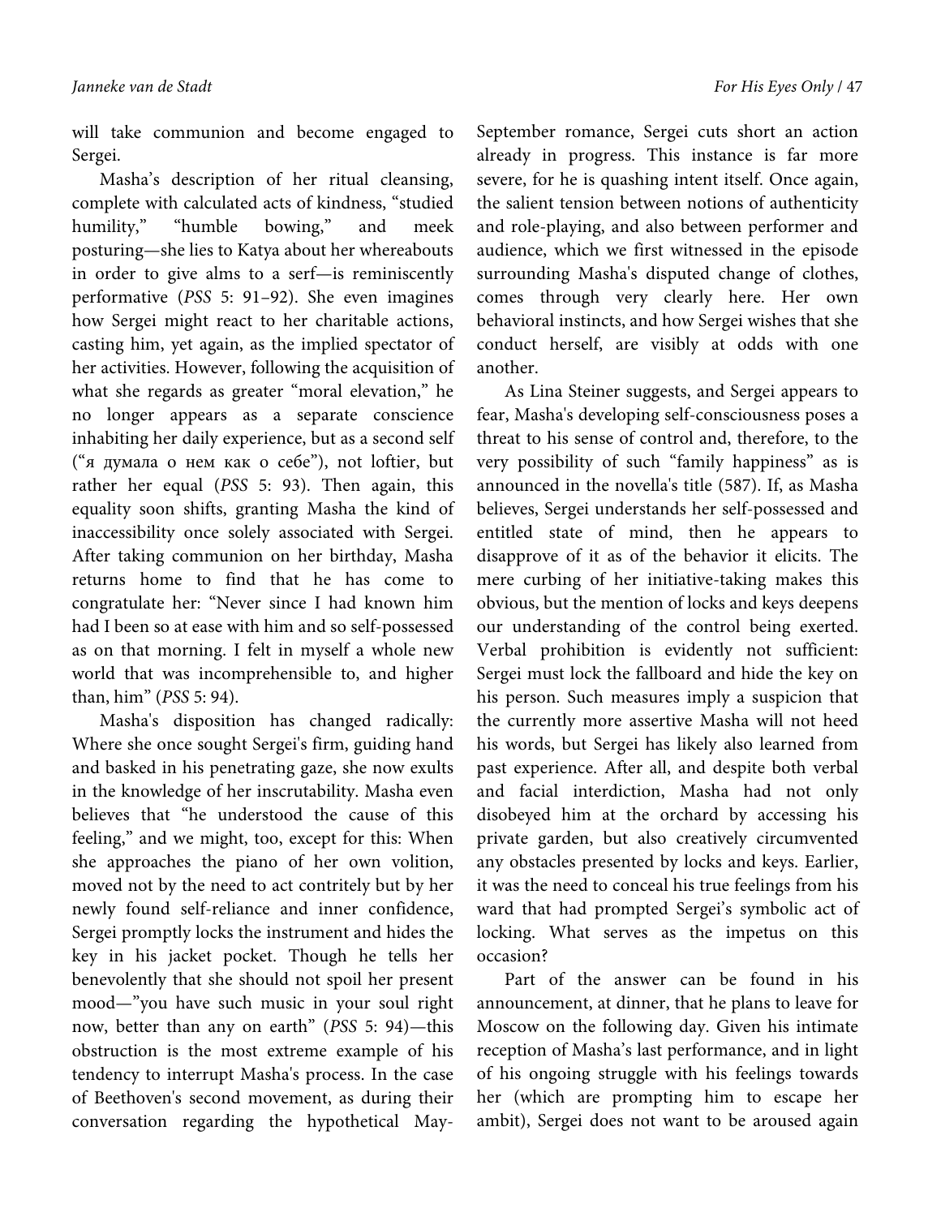will take communion and become engaged to Sergei.

Masha's description of her ritual cleansing, complete with calculated acts of kindness, "studied humility," "humble bowing," and meek posturing—she lies to Katya about her whereabouts in order to give alms to a serf—is reminiscently performative (*PSS* 5: 91–92). She even imagines how Sergei might react to her charitable actions, casting him, yet again, as the implied spectator of her activities. However, following the acquisition of what she regards as greater "moral elevation," he no longer appears as a separate conscience inhabiting her daily experience, but as a second self ("я думала о нем как о себе"), not loftier, but rather her equal (*PSS* 5: 93). Then again, this equality soon shifts, granting Masha the kind of inaccessibility once solely associated with Sergei. After taking communion on her birthday, Masha returns home to find that he has come to congratulate her: "Never since I had known him had I been so at ease with him and so self-possessed as on that morning. I felt in myself a whole new world that was incomprehensible to, and higher than, him" (*PSS* 5: 94).

Masha's disposition has changed radically: Where she once sought Sergei's firm, guiding hand and basked in his penetrating gaze, she now exults in the knowledge of her inscrutability. Masha even believes that "he understood the cause of this feeling," and we might, too, except for this: When she approaches the piano of her own volition, moved not by the need to act contritely but by her newly found self-reliance and inner confidence, Sergei promptly locks the instrument and hides the key in his jacket pocket. Though he tells her benevolently that she should not spoil her present mood—"you have such music in your soul right now, better than any on earth" (*PSS* 5: 94)—this obstruction is the most extreme example of his tendency to interrupt Masha's process. In the case of Beethoven's second movement, as during their conversation regarding the hypothetical May-September romance, Sergei cuts short an action already in progress. This instance is far more severe, for he is quashing intent itself. Once again, the salient tension between notions of authenticity and role-playing, and also between performer and audience, which we first witnessed in the episode surrounding Masha's disputed change of clothes, comes through very clearly here. Her own behavioral instincts, and how Sergei wishes that she conduct herself, are visibly at odds with one another.

As Lina Steiner suggests, and Sergei appears to fear, Masha's developing self-consciousness poses a threat to his sense of control and, therefore, to the very possibility of such "family happiness" as is announced in the novella's title (587). If, as Masha believes, Sergei understands her self-possessed and entitled state of mind, then he appears to disapprove of it as of the behavior it elicits. The mere curbing of her initiative-taking makes this obvious, but the mention of locks and keys deepens our understanding of the control being exerted. Verbal prohibition is evidently not sufficient: Sergei must lock the fallboard and hide the key on his person. Such measures imply a suspicion that the currently more assertive Masha will not heed his words, but Sergei has likely also learned from past experience. After all, and despite both verbal and facial interdiction, Masha had not only disobeyed him at the orchard by accessing his private garden, but also creatively circumvented any obstacles presented by locks and keys. Earlier, it was the need to conceal his true feelings from his ward that had prompted Sergei's symbolic act of locking. What serves as the impetus on this occasion?

Part of the answer can be found in his announcement, at dinner, that he plans to leave for Moscow on the following day. Given his intimate reception of Masha's last performance, and in light of his ongoing struggle with his feelings towards her (which are prompting him to escape her ambit), Sergei does not want to be aroused again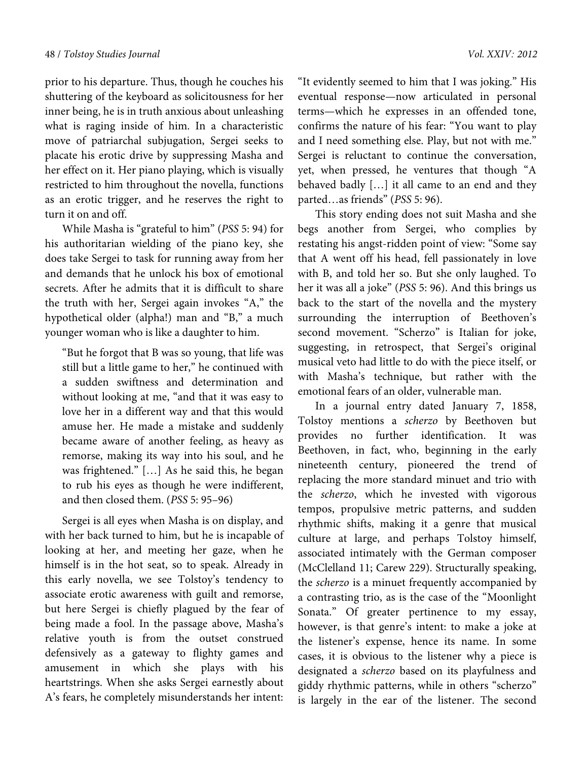prior to his departure. Thus, though he couches his shuttering of the keyboard as solicitousness for her inner being, he is in truth anxious about unleashing what is raging inside of him. In a characteristic move of patriarchal subjugation, Sergei seeks to placate his erotic drive by suppressing Masha and her effect on it. Her piano playing, which is visually restricted to him throughout the novella, functions as an erotic trigger, and he reserves the right to turn it on and off.

While Masha is "grateful to him" (*PSS* 5: 94) for his authoritarian wielding of the piano key, she does take Sergei to task for running away from her and demands that he unlock his box of emotional secrets. After he admits that it is difficult to share the truth with her, Sergei again invokes "A," the hypothetical older (alpha!) man and "B," a much younger woman who is like a daughter to him.

> "But he forgot that B was so young, that life was still but a little game to her," he continued with a sudden swiftness and determination and without looking at me, "and that it was easy to love her in a different way and that this would amuse her. He made a mistake and suddenly became aware of another feeling, as heavy as remorse, making its way into his soul, and he was frightened." […] As he said this, he began to rub his eyes as though he were indifferent, and then closed them. (*PSS* 5: 95–96)

Sergei is all eyes when Masha is on display, and with her back turned to him, but he is incapable of looking at her, and meeting her gaze, when he himself is in the hot seat, so to speak. Already in this early novella, we see Tolstoy's tendency to associate erotic awareness with guilt and remorse, but here Sergei is chiefly plagued by the fear of being made a fool. In the passage above, Masha's relative youth is from the outset construed defensively as a gateway to flighty games and amusement in which she plays with his heartstrings. When she asks Sergei earnestly about A's fears, he completely misunderstands her intent: "It evidently seemed to him that I was joking." His eventual response—now articulated in personal terms—which he expresses in an offended tone, confirms the nature of his fear: "You want to play and I need something else. Play, but not with me." Sergei is reluctant to continue the conversation, yet, when pressed, he ventures that though "A behaved badly […] it all came to an end and they parted…as friends" (*PSS* 5: 96).

This story ending does not suit Masha and she begs another from Sergei, who complies by restating his angst-ridden point of view: "Some say that A went off his head, fell passionately in love with B, and told her so. But she only laughed. To her it was all a joke" (*PSS* 5: 96). And this brings us back to the start of the novella and the mystery surrounding the interruption of Beethoven's second movement. "Scherzo" is Italian for joke, suggesting, in retrospect, that Sergei's original musical veto had little to do with the piece itself, or with Masha's technique, but rather with the emotional fears of an older, vulnerable man.

In a journal entry dated January 7, 1858, Tolstoy mentions a *scherzo* by Beethoven but provides no further identification. It was Beethoven, in fact, who, beginning in the early nineteenth century, pioneered the trend of replacing the more standard minuet and trio with the *scherzo*, which he invested with vigorous tempos, propulsive metric patterns, and sudden rhythmic shifts, making it a genre that musical culture at large, and perhaps Tolstoy himself, associated intimately with the German composer (McClelland 11; Carew 229). Structurally speaking, the *scherzo* is a minuet frequently accompanied by a contrasting trio, as is the case of the "Moonlight Sonata." Of greater pertinence to my essay, however, is that genre's intent: to make a joke at the listener's expense, hence its name. In some cases, it is obvious to the listener why a piece is designated a *scherzo* based on its playfulness and giddy rhythmic patterns, while in others "scherzo" is largely in the ear of the listener. The second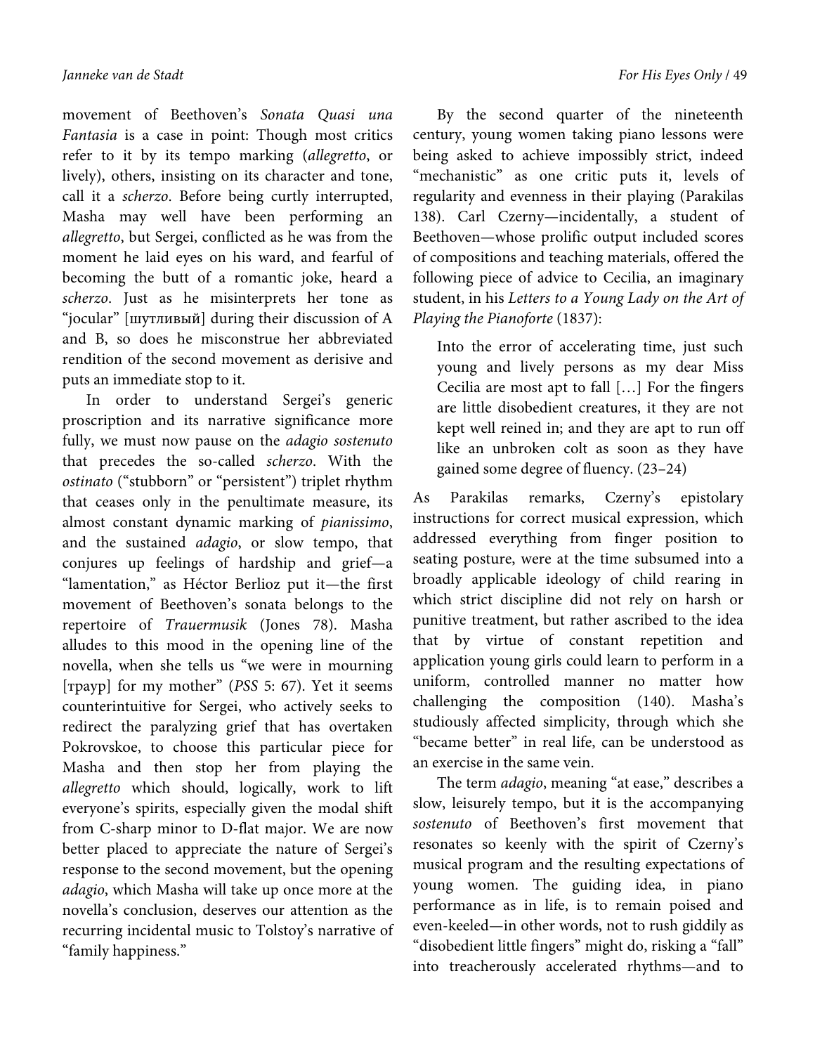movement of Beethoven's *Sonata Quasi una Fantasia* is a case in point: Though most critics refer to it by its tempo marking (*allegretto*, or lively), others, insisting on its character and tone, call it a *scherzo*. Before being curtly interrupted, Masha may well have been performing an *allegretto*, but Sergei, conflicted as he was from the moment he laid eyes on his ward, and fearful of becoming the butt of a romantic joke, heard a *scherzo*. Just as he misinterprets her tone as "jocular" [шутливый] during their discussion of A and B, so does he misconstrue her abbreviated rendition of the second movement as derisive and puts an immediate stop to it.

In order to understand Sergei's generic proscription and its narrative significance more fully, we must now pause on the *adagio sostenuto* that precedes the so-called *scherzo*. With the *ostinato* ("stubborn" or "persistent") triplet rhythm that ceases only in the penultimate measure, its almost constant dynamic marking of *pianissimo*, and the sustained *adagio*, or slow tempo, that conjures up feelings of hardship and grief—a "lamentation," as Héctor Berlioz put it—the first movement of Beethoven's sonata belongs to the repertoire of *Trauermusik* (Jones 78). Masha alludes to this mood in the opening line of the novella, when she tells us "we were in mourning [траур] for my mother" (*PSS* 5: 67). Yet it seems counterintuitive for Sergei, who actively seeks to redirect the paralyzing grief that has overtaken Pokrovskoe, to choose this particular piece for Masha and then stop her from playing the *allegretto* which should, logically, work to lift everyone's spirits, especially given the modal shift from C-sharp minor to D-flat major. We are now better placed to appreciate the nature of Sergei's response to the second movement, but the opening *adagio*, which Masha will take up once more at the novella's conclusion, deserves our attention as the recurring incidental music to Tolstoy's narrative of "family happiness."

By the second quarter of the nineteenth century, young women taking piano lessons were being asked to achieve impossibly strict, indeed "mechanistic" as one critic puts it, levels of regularity and evenness in their playing (Parakilas 138). Carl Czerny—incidentally, a student of Beethoven—whose prolific output included scores of compositions and teaching materials, offered the following piece of advice to Cecilia, an imaginary student, in his *Letters to a Young Lady on the Art of Playing the Pianoforte* (1837):

> Into the error of accelerating time, just such young and lively persons as my dear Miss Cecilia are most apt to fall […] For the fingers are little disobedient creatures, it they are not kept well reined in; and they are apt to run off like an unbroken colt as soon as they have gained some degree of fluency. (23–24)

As Parakilas remarks, Czerny's epistolary instructions for correct musical expression, which addressed everything from finger position to seating posture, were at the time subsumed into a broadly applicable ideology of child rearing in which strict discipline did not rely on harsh or punitive treatment, but rather ascribed to the idea that by virtue of constant repetition and application young girls could learn to perform in a uniform, controlled manner no matter how challenging the composition (140). Masha's studiously affected simplicity, through which she "became better" in real life, can be understood as an exercise in the same vein.

The term *adagio*, meaning "at ease," describes a slow, leisurely tempo, but it is the accompanying *sostenuto* of Beethoven's first movement that resonates so keenly with the spirit of Czerny's musical program and the resulting expectations of young women. The guiding idea, in piano performance as in life, is to remain poised and even-keeled—in other words, not to rush giddily as "disobedient little fingers" might do, risking a "fall" into treacherously accelerated rhythms—and to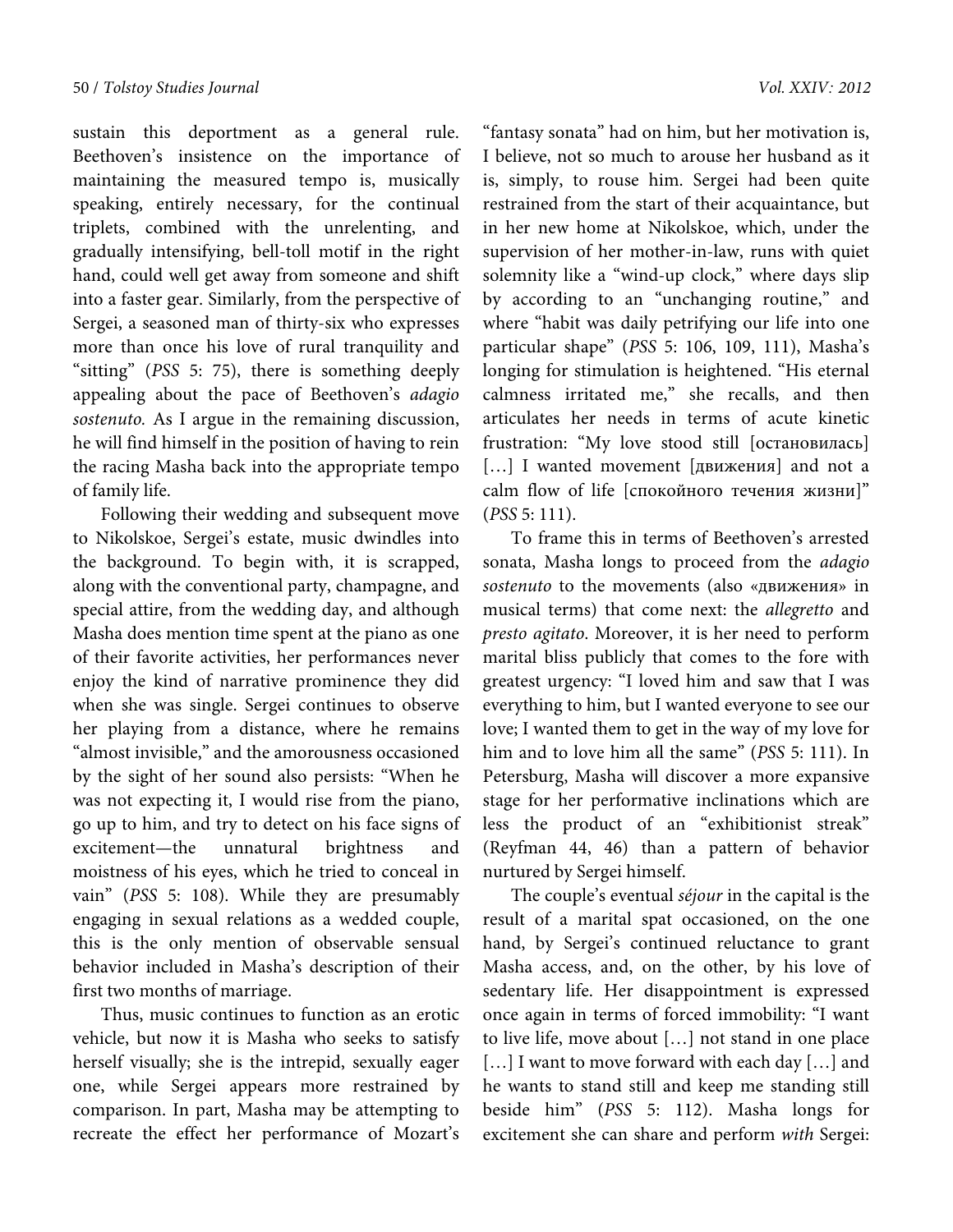sustain this deportment as a general rule. Beethoven's insistence on the importance of maintaining the measured tempo is, musically speaking, entirely necessary, for the continual triplets, combined with the unrelenting, and gradually intensifying, bell-toll motif in the right hand, could well get away from someone and shift into a faster gear. Similarly, from the perspective of Sergei, a seasoned man of thirty-six who expresses more than once his love of rural tranquility and "sitting" (*PSS* 5: 75), there is something deeply appealing about the pace of Beethoven's *adagio sostenuto.* As I argue in the remaining discussion, he will find himself in the position of having to rein the racing Masha back into the appropriate tempo of family life.

Following their wedding and subsequent move to Nikolskoe, Sergei's estate, music dwindles into the background. To begin with, it is scrapped, along with the conventional party, champagne, and special attire, from the wedding day, and although Masha does mention time spent at the piano as one of their favorite activities, her performances never enjoy the kind of narrative prominence they did when she was single. Sergei continues to observe her playing from a distance, where he remains "almost invisible," and the amorousness occasioned by the sight of her sound also persists: "When he was not expecting it, I would rise from the piano, go up to him, and try to detect on his face signs of excitement—the unnatural brightness and moistness of his eyes, which he tried to conceal in vain" (*PSS* 5: 108). While they are presumably engaging in sexual relations as a wedded couple, this is the only mention of observable sensual behavior included in Masha's description of their first two months of marriage.

Thus, music continues to function as an erotic vehicle, but now it is Masha who seeks to satisfy herself visually; she is the intrepid, sexually eager one, while Sergei appears more restrained by comparison. In part, Masha may be attempting to recreate the effect her performance of Mozart's "fantasy sonata" had on him, but her motivation is, I believe, not so much to arouse her husband as it is, simply, to rouse him. Sergei had been quite restrained from the start of their acquaintance, but in her new home at Nikolskoe, which, under the supervision of her mother-in-law, runs with quiet solemnity like a "wind-up clock," where days slip by according to an "unchanging routine," and where "habit was daily petrifying our life into one particular shape" (*PSS* 5: 106, 109, 111), Masha's longing for stimulation is heightened. "His eternal calmness irritated me," she recalls, and then articulates her needs in terms of acute kinetic frustration: "My love stood still [остановилась] [...] I wanted movement [движения] and not a calm flow of life [спокойного течения жизни]" (*PSS* 5: 111).

To frame this in terms of Beethoven's arrested sonata, Masha longs to proceed from the *adagio sostenuto* to the movements (also «движения» in musical terms) that come next: the *allegretto* and *presto agitato*. Moreover, it is her need to perform marital bliss publicly that comes to the fore with greatest urgency: "I loved him and saw that I was everything to him, but I wanted everyone to see our love; I wanted them to get in the way of my love for him and to love him all the same" (*PSS* 5: 111). In Petersburg, Masha will discover a more expansive stage for her performative inclinations which are less the product of an "exhibitionist streak" (Reyfman 44, 46) than a pattern of behavior nurtured by Sergei himself.

The couple's eventual *séjour* in the capital is the result of a marital spat occasioned, on the one hand, by Sergei's continued reluctance to grant Masha access, and, on the other, by his love of sedentary life. Her disappointment is expressed once again in terms of forced immobility: "I want to live life, move about [...] not stand in one place [...] I want to move forward with each day [...] and he wants to stand still and keep me standing still beside him" (*PSS* 5: 112). Masha longs for excitement she can share and perform *with* Sergei: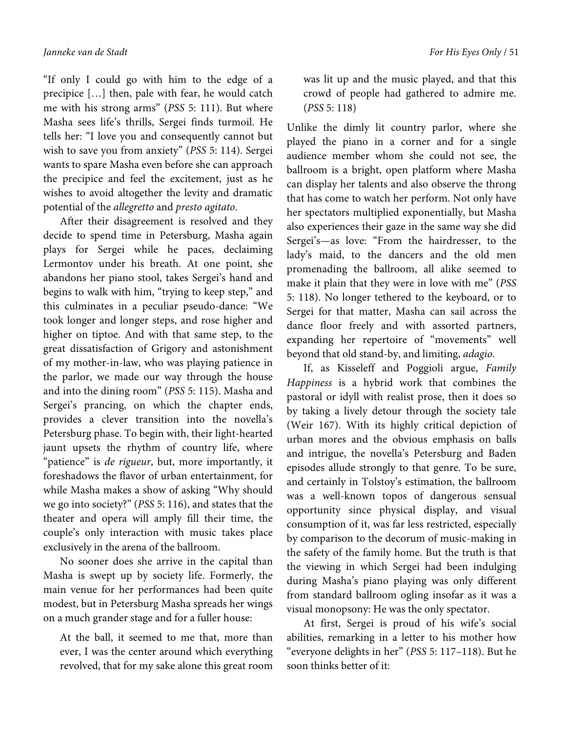"If only I could go with him to the edge of a precipice […] then, pale with fear, he would catch me with his strong arms" (*PSS* 5: 111). But where Masha sees life's thrills, Sergei finds turmoil. He tells her: "I love you and consequently cannot but wish to save you from anxiety" (*PSS* 5: 114). Sergei wants to spare Masha even before she can approach the precipice and feel the excitement, just as he wishes to avoid altogether the levity and dramatic potential of the *allegretto* and *presto agitato*.

After their disagreement is resolved and they decide to spend time in Petersburg, Masha again plays for Sergei while he paces, declaiming Lermontov under his breath. At one point, she abandons her piano stool, takes Sergei's hand and begins to walk with him, "trying to keep step," and this culminates in a peculiar pseudo-dance: "We took longer and longer steps, and rose higher and higher on tiptoe. And with that same step, to the great dissatisfaction of Grigory and astonishment of my mother-in-law, who was playing patience in the parlor, we made our way through the house and into the dining room" (*PSS* 5: 115). Masha and Sergei's prancing, on which the chapter ends, provides a clever transition into the novella's Petersburg phase. To begin with, their light-hearted jaunt upsets the rhythm of country life, where "patience" is *de rigueur*, but, more importantly, it foreshadows the flavor of urban entertainment, for while Masha makes a show of asking "Why should we go into society?" (*PSS* 5: 116), and states that the theater and opera will amply fill their time, the couple's only interaction with music takes place exclusively in the arena of the ballroom.

No sooner does she arrive in the capital than Masha is swept up by society life. Formerly, the main venue for her performances had been quite modest, but in Petersburg Masha spreads her wings on a much grander stage and for a fuller house:

> At the ball, it seemed to me that, more than ever, I was the center around which everything revolved, that for my sake alone this great room was lit up and the music played, and that this crowd of people had gathered to admire me. (*PSS* 5: 118)

Unlike the dimly lit country parlor, where she played the piano in a corner and for a single audience member whom she could not see, the ballroom is a bright, open platform where Masha can display her talents and also observe the throng that has come to watch her perform. Not only have her spectators multiplied exponentially, but Masha also experiences their gaze in the same way she did Sergei's—as love: "From the hairdresser, to the lady's maid, to the dancers and the old men promenading the ballroom, all alike seemed to make it plain that they were in love with me" (*PSS* 5: 118). No longer tethered to the keyboard, or to Sergei for that matter, Masha can sail across the dance floor freely and with assorted partners, expanding her repertoire of "movements" well beyond that old stand-by, and limiting, *adagio*.

If, as Kisseleff and Poggioli argue, *Family Happiness* is a hybrid work that combines the pastoral or idyll with realist prose, then it does so by taking a lively detour through the society tale (Weir 167). With its highly critical depiction of urban mores and the obvious emphasis on balls and intrigue, the novella's Petersburg and Baden episodes allude strongly to that genre. To be sure, and certainly in Tolstoy's estimation, the ballroom was a well-known topos of dangerous sensual opportunity since physical display, and visual consumption of it, was far less restricted, especially by comparison to the decorum of music-making in the safety of the family home. But the truth is that the viewing in which Sergei had been indulging during Masha's piano playing was only different from standard ballroom ogling insofar as it was a visual monopsony: He was the only spectator.

At first, Sergei is proud of his wife's social abilities, remarking in a letter to his mother how "everyone delights in her" (*PSS* 5: 117–118). But he soon thinks better of it: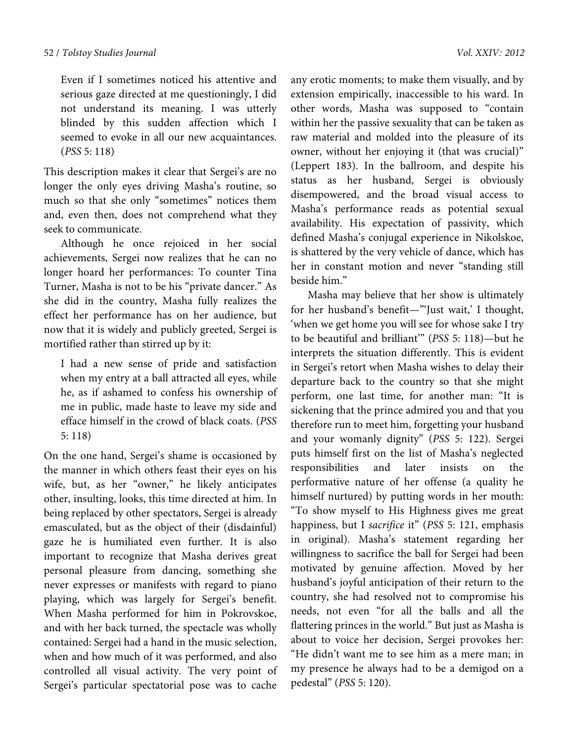> Even if I sometimes noticed his attentive and serious gaze directed at me questioningly, I did not understand its meaning. I was utterly blinded by this sudden affection which I seemed to evoke in all our new acquaintances. (*PSS* 5: 118)

This description makes it clear that Sergei's are no longer the only eyes driving Masha's routine, so much so that she only "sometimes" notices them and, even then, does not comprehend what they seek to communicate.

Although he once rejoiced in her social achievements, Sergei now realizes that he can no longer hoard her performances: To counter Tina Turner, Masha is not to be his "private dancer." As she did in the country, Masha fully realizes the effect her performance has on her audience, but now that it is widely and publicly greeted, Sergei is mortified rather than stirred up by it:

> I had a new sense of pride and satisfaction when my entry at a ball attracted all eyes, while he, as if ashamed to confess his ownership of me in public, made haste to leave my side and efface himself in the crowd of black coats. (*PSS* 5: 118)

On the one hand, Sergei's shame is occasioned by the manner in which others feast their eyes on his wife, but, as her "owner," he likely anticipates other, insulting, looks, this time directed at him. In being replaced by other spectators, Sergei is already emasculated, but as the object of their (disdainful) gaze he is humiliated even further. It is also important to recognize that Masha derives great personal pleasure from dancing, something she never expresses or manifests with regard to piano playing, which was largely for Sergei's benefit. When Masha performed for him in Pokrovskoe, and with her back turned, the spectacle was wholly contained: Sergei had a hand in the music selection, when and how much of it was performed, and also controlled all visual activity. The very point of Sergei's particular spectatorial pose was to cache any erotic moments; to make them visually, and by extension empirically, inaccessible to his ward. In other words, Masha was supposed to "contain within her the passive sexuality that can be taken as raw material and molded into the pleasure of its owner, without her enjoying it (that was crucial)" (Leppert 183). In the ballroom, and despite his status as her husband, Sergei is obviously disempowered, and the broad visual access to Masha's performance reads as potential sexual availability. His expectation of passivity, which defined Masha's conjugal experience in Nikolskoe, is shattered by the very vehicle of dance, which has her in constant motion and never "standing still beside him."

Masha may believe that her show is ultimately for her husband's benefit—"'Just wait,' I thought, 'when we get home you will see for whose sake I try to be beautiful and brilliant'" (*PSS* 5: 118)—but he interprets the situation differently. This is evident in Sergei's retort when Masha wishes to delay their departure back to the country so that she might perform, one last time, for another man: "It is sickening that the prince admired you and that you therefore run to meet him, forgetting your husband and your womanly dignity" (*PSS* 5: 122). Sergei puts himself first on the list of Masha's neglected responsibilities and later insists on the performative nature of her offense (a quality he himself nurtured) by putting words in her mouth: "To show myself to His Highness gives me great happiness, but I *sacrifice* it" (*PSS* 5: 121, emphasis in original). Masha's statement regarding her willingness to sacrifice the ball for Sergei had been motivated by genuine affection. Moved by her husband's joyful anticipation of their return to the country, she had resolved not to compromise his needs, not even "for all the balls and all the flattering princes in the world." But just as Masha is about to voice her decision, Sergei provokes her: "He didn't want me to see him as a mere man; in my presence he always had to be a demigod on a pedestal" (*PSS* 5: 120).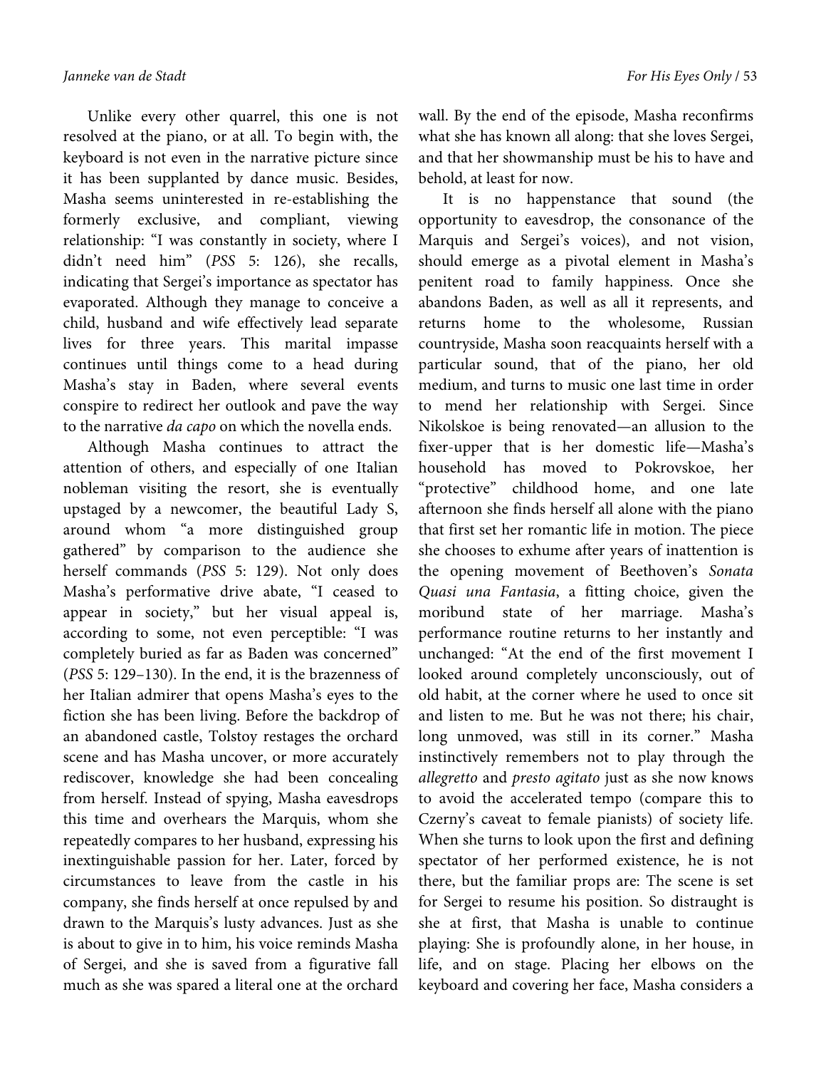Unlike every other quarrel, this one is not resolved at the piano, or at all. To begin with, the keyboard is not even in the narrative picture since it has been supplanted by dance music. Besides, Masha seems uninterested in re-establishing the formerly exclusive, and compliant, viewing relationship: "I was constantly in society, where I didn't need him" (*PSS* 5: 126), she recalls, indicating that Sergei's importance as spectator has evaporated. Although they manage to conceive a child, husband and wife effectively lead separate lives for three years. This marital impasse continues until things come to a head during Masha's stay in Baden, where several events conspire to redirect her outlook and pave the way to the narrative *da capo* on which the novella ends.

Although Masha continues to attract the attention of others, and especially of one Italian nobleman visiting the resort, she is eventually upstaged by a newcomer, the beautiful Lady S, around whom "a more distinguished group gathered" by comparison to the audience she herself commands (*PSS* 5: 129). Not only does Masha's performative drive abate, "I ceased to appear in society," but her visual appeal is, according to some, not even perceptible: "I was completely buried as far as Baden was concerned" (*PSS* 5: 129–130). In the end, it is the brazenness of her Italian admirer that opens Masha's eyes to the fiction she has been living. Before the backdrop of an abandoned castle, Tolstoy restages the orchard scene and has Masha uncover, or more accurately rediscover, knowledge she had been concealing from herself. Instead of spying, Masha eavesdrops this time and overhears the Marquis, whom she repeatedly compares to her husband, expressing his inextinguishable passion for her. Later, forced by circumstances to leave from the castle in his company, she finds herself at once repulsed by and drawn to the Marquis's lusty advances. Just as she is about to give in to him, his voice reminds Masha of Sergei, and she is saved from a figurative fall much as she was spared a literal one at the orchard wall. By the end of the episode, Masha reconfirms what she has known all along: that she loves Sergei, and that her showmanship must be his to have and behold, at least for now.

It is no happenstance that sound (the opportunity to eavesdrop, the consonance of the Marquis and Sergei's voices), and not vision, should emerge as a pivotal element in Masha's penitent road to family happiness. Once she abandons Baden, as well as all it represents, and returns home to the wholesome, Russian countryside, Masha soon reacquaints herself with a particular sound, that of the piano, her old medium, and turns to music one last time in order to mend her relationship with Sergei. Since Nikolskoe is being renovated—an allusion to the fixer-upper that is her domestic life—Masha's household has moved to Pokrovskoe, her "protective" childhood home, and one late afternoon she finds herself all alone with the piano that first set her romantic life in motion. The piece she chooses to exhume after years of inattention is the opening movement of Beethoven's *Sonata Quasi una Fantasia*, a fitting choice, given the moribund state of her marriage. Masha's performance routine returns to her instantly and unchanged: "At the end of the first movement I looked around completely unconsciously, out of old habit, at the corner where he used to once sit and listen to me. But he was not there; his chair, long unmoved, was still in its corner." Masha instinctively remembers not to play through the *allegretto* and *presto agitato* just as she now knows to avoid the accelerated tempo (compare this to Czerny's caveat to female pianists) of society life. When she turns to look upon the first and defining spectator of her performed existence, he is not there, but the familiar props are: The scene is set for Sergei to resume his position. So distraught is she at first, that Masha is unable to continue playing: She is profoundly alone, in her house, in life, and on stage. Placing her elbows on the keyboard and covering her face, Masha considers a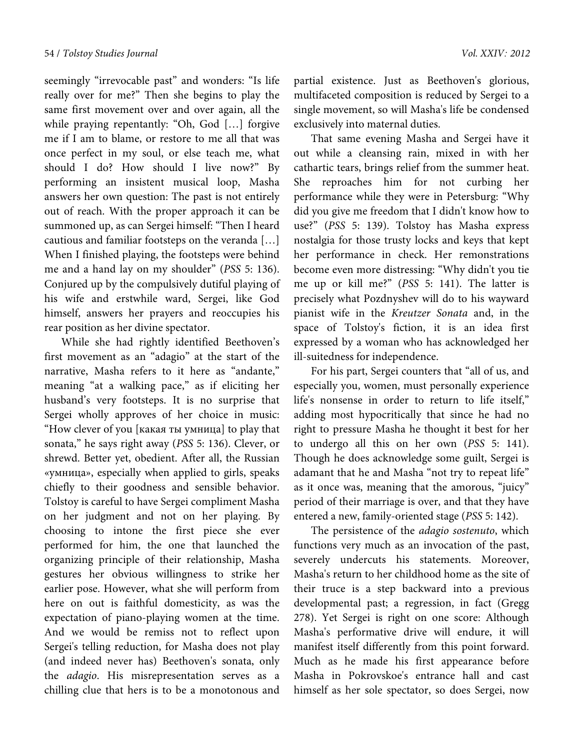seemingly "irrevocable past" and wonders: "Is life really over for me?" Then she begins to play the same first movement over and over again, all the while praying repentantly: "Oh, God […] forgive me if I am to blame, or restore to me all that was once perfect in my soul, or else teach me, what should I do? How should I live now?" By performing an insistent musical loop, Masha answers her own question: The past is not entirely out of reach. With the proper approach it can be summoned up, as can Sergei himself: "Then I heard cautious and familiar footsteps on the veranda […] When I finished playing, the footsteps were behind me and a hand lay on my shoulder" (*PSS* 5: 136). Conjured up by the compulsively dutiful playing of his wife and erstwhile ward, Sergei, like God himself, answers her prayers and reoccupies his rear position as her divine spectator.

While she had rightly identified Beethoven's first movement as an "adagio" at the start of the narrative, Masha refers to it here as "andante," meaning "at a walking pace," as if eliciting her husband's very footsteps. It is no surprise that Sergei wholly approves of her choice in music: "How clever of you [какая ты умница] to play that sonata," he says right away (*PSS* 5: 136). Clever, or shrewd. Better yet, obedient. After all, the Russian «умница», especially when applied to girls, speaks chiefly to their goodness and sensible behavior. Tolstoy is careful to have Sergei compliment Masha on her judgment and not on her playing. By choosing to intone the first piece she ever performed for him, the one that launched the organizing principle of their relationship, Masha gestures her obvious willingness to strike her earlier pose. However, what she will perform from here on out is faithful domesticity, as was the expectation of piano-playing women at the time. And we would be remiss not to reflect upon Sergei's telling reduction, for Masha does not play (and indeed never has) Beethoven's sonata, only the *adagio*. His misrepresentation serves as a chilling clue that hers is to be a monotonous and partial existence. Just as Beethoven's glorious, multifaceted composition is reduced by Sergei to a single movement, so will Masha's life be condensed exclusively into maternal duties.

That same evening Masha and Sergei have it out while a cleansing rain, mixed in with her cathartic tears, brings relief from the summer heat. She reproaches him for not curbing her performance while they were in Petersburg: "Why did you give me freedom that I didn't know how to use?" (*PSS* 5: 139). Tolstoy has Masha express nostalgia for those trusty locks and keys that kept her performance in check. Her remonstrations become even more distressing: "Why didn't you tie me up or kill me?" (*PSS* 5: 141). The latter is precisely what Pozdnyshev will do to his wayward pianist wife in the *Kreutzer Sonata* and, in the space of Tolstoy's fiction, it is an idea first expressed by a woman who has acknowledged her ill-suitedness for independence.

For his part, Sergei counters that "all of us, and especially you, women, must personally experience life's nonsense in order to return to life itself," adding most hypocritically that since he had no right to pressure Masha he thought it best for her to undergo all this on her own (*PSS* 5: 141). Though he does acknowledge some guilt, Sergei is adamant that he and Masha "not try to repeat life" as it once was, meaning that the amorous, "juicy" period of their marriage is over, and that they have entered a new, family-oriented stage (*PSS* 5: 142).

The persistence of the *adagio sostenuto*, which functions very much as an invocation of the past, severely undercuts his statements. Moreover, Masha's return to her childhood home as the site of their truce is a step backward into a previous developmental past; a regression, in fact (Gregg 278). Yet Sergei is right on one score: Although Masha's performative drive will endure, it will manifest itself differently from this point forward. Much as he made his first appearance before Masha in Pokrovskoe's entrance hall and cast himself as her sole spectator, so does Sergei, now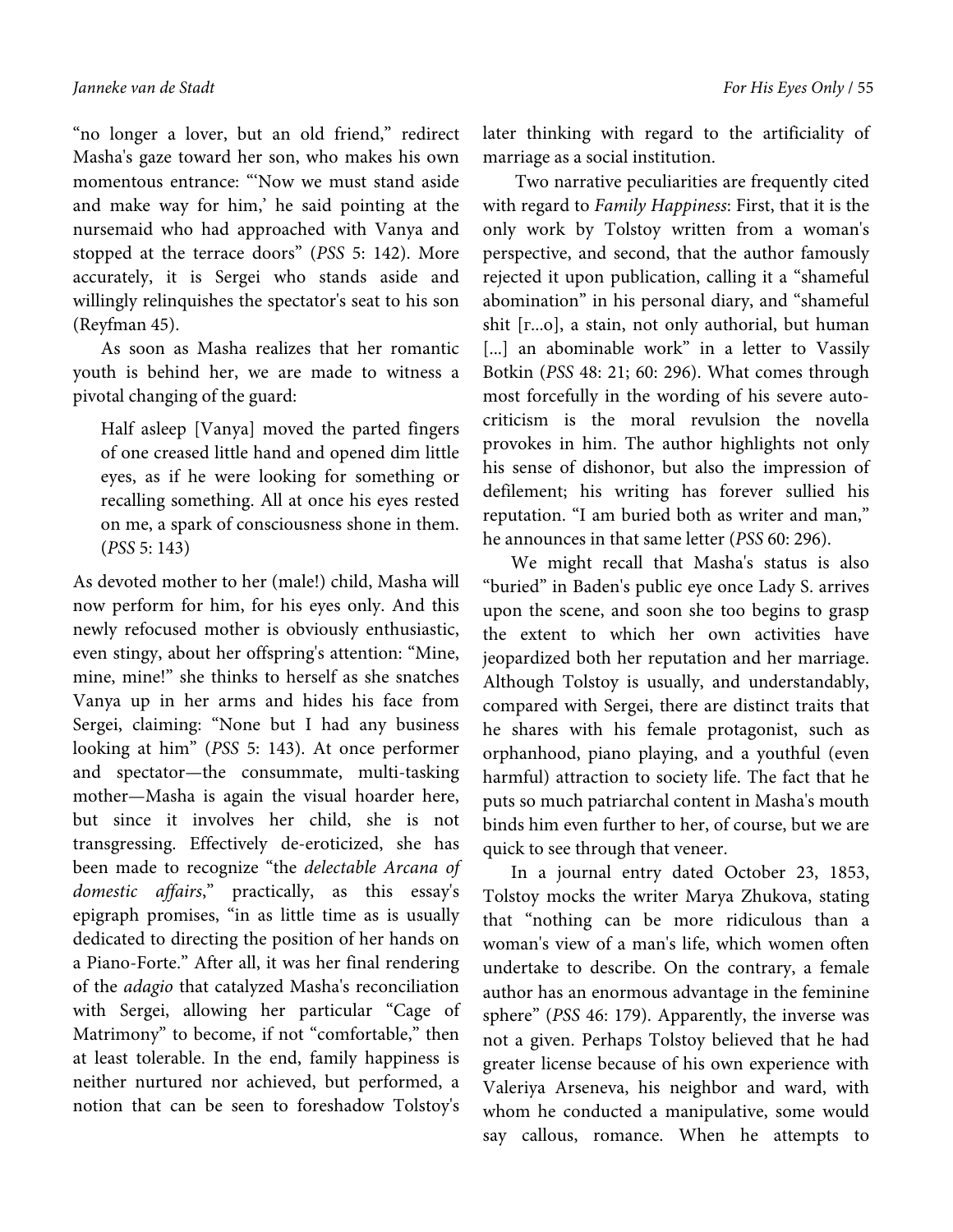"no longer a lover, but an old friend," redirect Masha's gaze toward her son, who makes his own momentous entrance: "'Now we must stand aside and make way for him,' he said pointing at the nursemaid who had approached with Vanya and stopped at the terrace doors" (*PSS* 5: 142). More accurately, it is Sergei who stands aside and willingly relinquishes the spectator's seat to his son (Reyfman 45).

As soon as Masha realizes that her romantic youth is behind her, we are made to witness a pivotal changing of the guard:

> Half asleep [Vanya] moved the parted fingers of one creased little hand and opened dim little eyes, as if he were looking for something or recalling something. All at once his eyes rested on me, a spark of consciousness shone in them. (*PSS* 5: 143)

As devoted mother to her (male!) child, Masha will now perform for him, for his eyes only. And this newly refocused mother is obviously enthusiastic, even stingy, about her offspring's attention: "Mine, mine, mine!" she thinks to herself as she snatches Vanya up in her arms and hides his face from Sergei, claiming: "None but I had any business looking at him" (*PSS* 5: 143). At once performer and spectator—the consummate, multi-tasking mother—Masha is again the visual hoarder here, but since it involves her child, she is not transgressing. Effectively de-eroticized, she has been made to recognize "the *delectable Arcana of domestic affairs*," practically, as this essay's epigraph promises, "in as little time as is usually dedicated to directing the position of her hands on a Piano-Forte." After all, it was her final rendering of the *adagio* that catalyzed Masha's reconciliation with Sergei, allowing her particular "Cage of Matrimony" to become, if not "comfortable," then at least tolerable. In the end, family happiness is neither nurtured nor achieved, but performed, a notion that can be seen to foreshadow Tolstoy's later thinking with regard to the artificiality of marriage as a social institution.

Two narrative peculiarities are frequently cited with regard to *Family Happiness*: First, that it is the only work by Tolstoy written from a woman's perspective, and second, that the author famously rejected it upon publication, calling it a "shameful abomination" in his personal diary, and "shameful shit [г...о], a stain, not only authorial, but human [...] an abominable work" in a letter to Vassily Botkin (*PSS* 48: 21; 60: 296). What comes through most forcefully in the wording of his severe auto-criticism is the moral revulsion the novella provokes in him. The author highlights not only his sense of dishonor, but also the impression of defilement; his writing has forever sullied his reputation. "I am buried both as writer and man," he announces in that same letter (*PSS* 60: 296).

We might recall that Masha's status is also "buried" in Baden's public eye once Lady S. arrives upon the scene, and soon she too begins to grasp the extent to which her own activities have jeopardized both her reputation and her marriage. Although Tolstoy is usually, and understandably, compared with Sergei, there are distinct traits that he shares with his female protagonist, such as orphanhood, piano playing, and a youthful (even harmful) attraction to society life. The fact that he puts so much patriarchal content in Masha's mouth binds him even further to her, of course, but we are quick to see through that veneer.

In a journal entry dated October 23, 1853, Tolstoy mocks the writer Marya Zhukova, stating that "nothing can be more ridiculous than a woman's view of a man's life, which women often undertake to describe. On the contrary, a female author has an enormous advantage in the feminine sphere" (*PSS* 46: 179). Apparently, the inverse was not a given. Perhaps Tolstoy believed that he had greater license because of his own experience with Valeriya Arseneva, his neighbor and ward, with whom he conducted a manipulative, some would say callous, romance. When he attempts to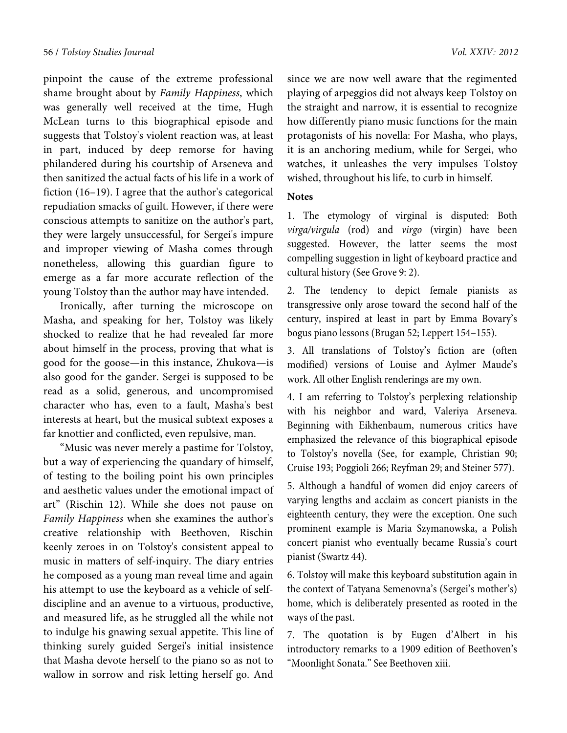pinpoint the cause of the extreme professional shame brought about by *Family Happiness*, which was generally well received at the time, Hugh McLean turns to this biographical episode and suggests that Tolstoy's violent reaction was, at least in part, induced by deep remorse for having philandered during his courtship of Arseneva and then sanitized the actual facts of his life in a work of fiction (16–19). I agree that the author's categorical repudiation smacks of guilt. However, if there were conscious attempts to sanitize on the author's part, they were largely unsuccessful, for Sergei's impure and improper viewing of Masha comes through nonetheless, allowing this guardian figure to emerge as a far more accurate reflection of the young Tolstoy than the author may have intended.

Ironically, after turning the microscope on Masha, and speaking for her, Tolstoy was likely shocked to realize that he had revealed far more about himself in the process, proving that what is good for the goose—in this instance, Zhukova—is also good for the gander. Sergei is supposed to be read as a solid, generous, and uncompromised character who has, even to a fault, Masha's best interests at heart, but the musical subtext exposes a far knottier and conflicted, even repulsive, man.

"Music was never merely a pastime for Tolstoy, but a way of experiencing the quandary of himself, of testing to the boiling point his own principles and aesthetic values under the emotional impact of art" (Rischin 12). While she does not pause on *Family Happiness* when she examines the author's creative relationship with Beethoven, Rischin keenly zeroes in on Tolstoy's consistent appeal to music in matters of self-inquiry. The diary entries he composed as a young man reveal time and again his attempt to use the keyboard as a vehicle of self-discipline and an avenue to a virtuous, productive, and measured life, as he struggled all the while not to indulge his gnawing sexual appetite. This line of thinking surely guided Sergei's initial insistence that Masha devote herself to the piano so as not to wallow in sorrow and risk letting herself go. And since we are now well aware that the regimented playing of arpeggios did not always keep Tolstoy on the straight and narrow, it is essential to recognize how differently piano music functions for the main protagonists of his novella: For Masha, who plays, it is an anchoring medium, while for Sergei, who watches, it unleashes the very impulses Tolstoy wished, throughout his life, to curb in himself.

## Notes

1. The etymology of virginal is disputed: Both *virga/virgula* (rod) and *virgo* (virgin) have been suggested. However, the latter seems the most compelling suggestion in light of keyboard practice and cultural history (See Grove 9: 2).

2. The tendency to depict female pianists as transgressive only arose toward the second half of the century, inspired at least in part by Emma Bovary's bogus piano lessons (Brugan 52; Leppert 154–155).

3. All translations of Tolstoy's fiction are (often modified) versions of Louise and Aylmer Maude's work. All other English renderings are my own.

4. I am referring to Tolstoy's perplexing relationship with his neighbor and ward, Valeriya Arseneva. Beginning with Eikhenbaum, numerous critics have emphasized the relevance of this biographical episode to Tolstoy's novella (See, for example, Christian 90; Cruise 193; Poggioli 266; Reyfman 29; and Steiner 577).

5. Although a handful of women did enjoy careers of varying lengths and acclaim as concert pianists in the eighteenth century, they were the exception. One such prominent example is Maria Szymanowska, a Polish concert pianist who eventually became Russia's court pianist (Swartz 44).

6. Tolstoy will make this keyboard substitution again in the context of Tatyana Semenovna's (Sergei's mother's) home, which is deliberately presented as rooted in the ways of the past.

7. The quotation is by Eugen d'Albert in his introductory remarks to a 1909 edition of Beethoven's "Moonlight Sonata." See Beethoven xiii.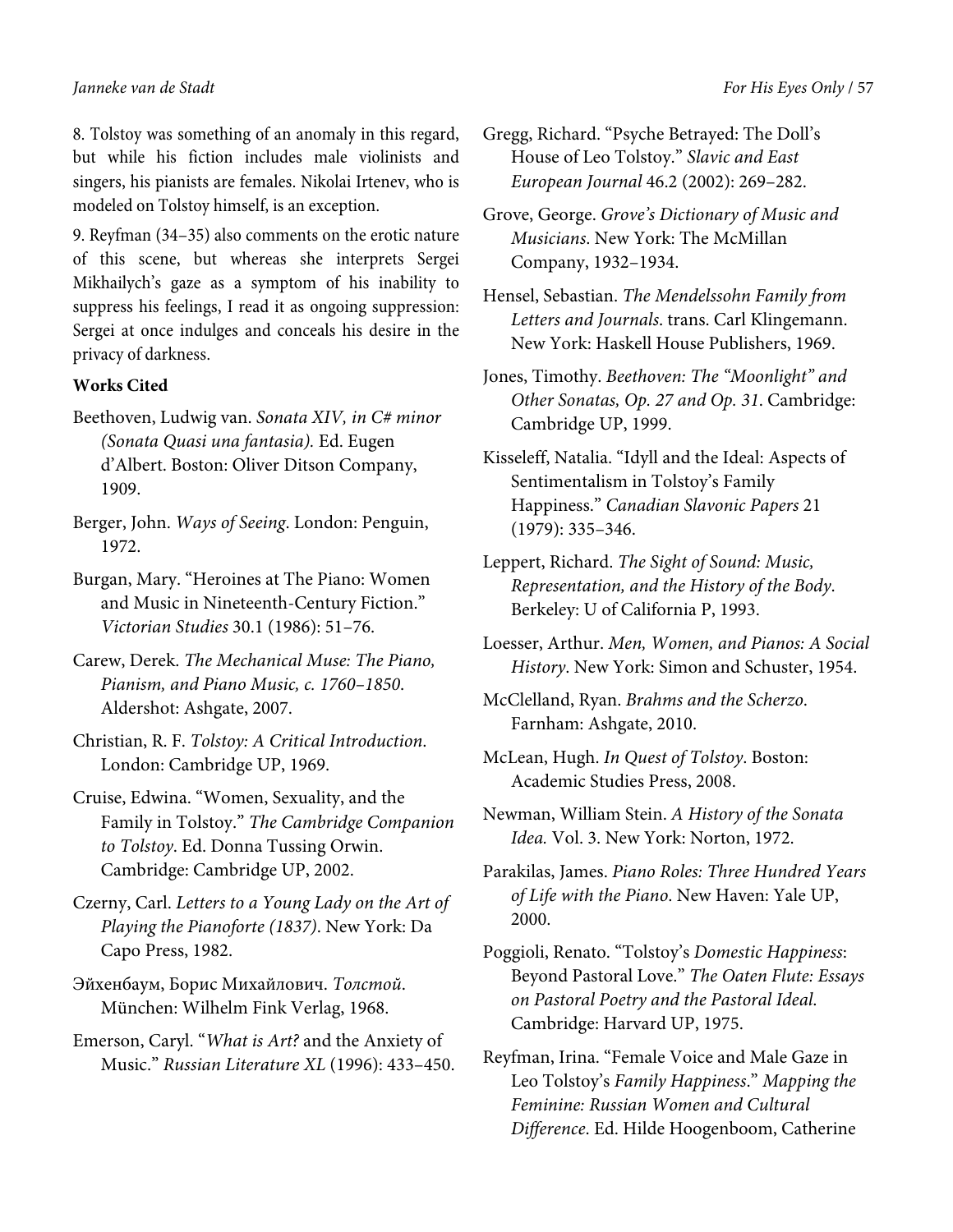8. Tolstoy was something of an anomaly in this regard, but while his fiction includes male violinists and singers, his pianists are females. Nikolai Irtenev, who is modeled on Tolstoy himself, is an exception.

9. Reyfman (34–35) also comments on the erotic nature of this scene, but whereas she interprets Sergei Mikhailych's gaze as a symptom of his inability to suppress his feelings, I read it as ongoing suppression: Sergei at once indulges and conceals his desire in the privacy of darkness.

**Works Cited**

Beethoven, Ludwig van. *Sonata XIV, in C# minor (Sonata Quasi una fantasia).* Ed. Eugen d'Albert. Boston: Oliver Ditson Company, 1909.

Berger, John. *Ways of Seeing*. London: Penguin, 1972.

Burgan, Mary. "Heroines at The Piano: Women and Music in Nineteenth-Century Fiction." *Victorian Studies* 30.1 (1986): 51–76.

Carew, Derek. *The Mechanical Muse: The Piano, Pianism, and Piano Music, c. 1760–1850.* Aldershot: Ashgate, 2007.

Christian, R. F. *Tolstoy: A Critical Introduction.* London: Cambridge UP, 1969.

Cruise, Edwina. "Women, Sexuality, and the Family in Tolstoy." *The Cambridge Companion to Tolstoy*. Ed. Donna Tussing Orwin. Cambridge: Cambridge UP, 2002.

Czerny, Carl. *Letters to a Young Lady on the Art of Playing the Pianoforte (1837)*. New York: Da Capo Press, 1982.

Эйхенбаум, Борис Михайлович. *Толстой*. München: Wilhelm Fink Verlag, 1968.

Emerson, Caryl. "*What is Art?* and the Anxiety of Music." *Russian Literature XL* (1996): 433–450.

Gregg, Richard. "Psyche Betrayed: The Doll's House of Leo Tolstoy." *Slavic and East European Journal* 46.2 (2002): 269–282.

Grove, George. *Grove's Dictionary of Music and Musicians*. New York: The McMillan Company, 1932–1934.

Hensel, Sebastian. *The Mendelssohn Family from Letters and Journals*. trans. Carl Klingemann. New York: Haskell House Publishers, 1969.

Jones, Timothy. *Beethoven: The "Moonlight" and Other Sonatas, Op. 27 and Op. 31*. Cambridge: Cambridge UP, 1999.

Kisseleff, Natalia. "Idyll and the Ideal: Aspects of Sentimentalism in Tolstoy's Family Happiness." *Canadian Slavonic Papers* 21 (1979): 335–346.

Leppert, Richard. *The Sight of Sound: Music, Representation, and the History of the Body*. Berkeley: U of California P, 1993.

Loesser, Arthur. *Men, Women, and Pianos: A Social History*. New York: Simon and Schuster, 1954.

McClelland, Ryan. *Brahms and the Scherzo*. Farnham: Ashgate, 2010.

McLean, Hugh. *In Quest of Tolstoy*. Boston: Academic Studies Press, 2008.

Newman, William Stein. *A History of the Sonata Idea.* Vol. 3. New York: Norton, 1972.

Parakilas, James. *Piano Roles: Three Hundred Years of Life with the Piano*. New Haven: Yale UP, 2000.

Poggioli, Renato. "Tolstoy's *Domestic Happiness*: Beyond Pastoral Love." *The Oaten Flute: Essays on Pastoral Poetry and the Pastoral Ideal.* Cambridge: Harvard UP, 1975.

Reyfman, Irina. "Female Voice and Male Gaze in Leo Tolstoy's *Family Happiness*." *Mapping the Feminine: Russian Women and Cultural Difference*. Ed. Hilde Hoogenboom, Catherine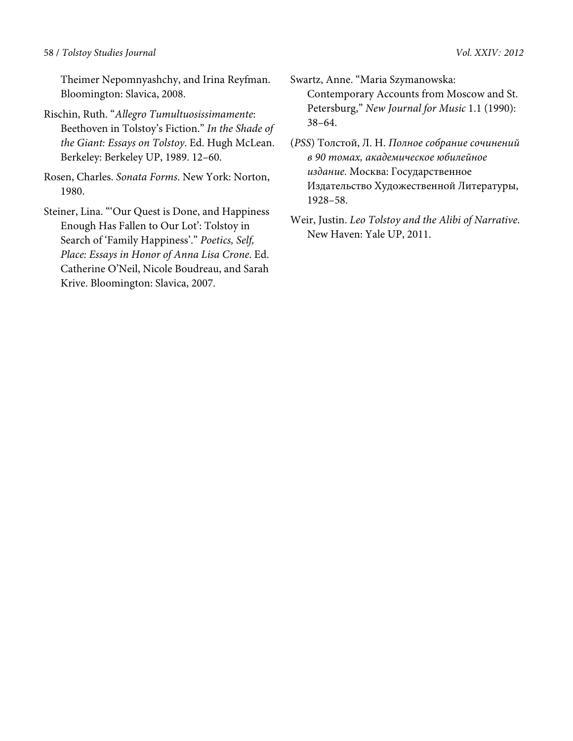Theimer Nepomnyashchy, and Irina Reyfman. Bloomington: Slavica, 2008.

Rischin, Ruth. "*Allegro Tumultuosissimamente*: Beethoven in Tolstoy's Fiction." *In the Shade of the Giant: Essays on Tolstoy*. Ed. Hugh McLean. Berkeley: Berkeley UP, 1989. 12–60.

Rosen, Charles. *Sonata Forms*. New York: Norton, 1980.

Steiner, Lina. "'Our Quest is Done, and Happiness Enough Has Fallen to Our Lot': Tolstoy in Search of 'Family Happiness'." *Poetics, Self, Place: Essays in Honor of Anna Lisa Crone*. Ed. Catherine O'Neil, Nicole Boudreau, and Sarah Krive. Bloomington: Slavica, 2007.

Swartz, Anne. "Maria Szymanowska: Contemporary Accounts from Moscow and St. Petersburg," *New Journal for Music* 1.1 (1990): 38–64.

(*PSS*) Толстой, Л. Н. *Полное собрание сочинений в 90 томах, академическое юбилейное издание*. Москва: Государственное Издательство Художественной Литературы, 1928–58.

Weir, Justin. *Leo Tolstoy and the Alibi of Narrative*. New Haven: Yale UP, 2011.